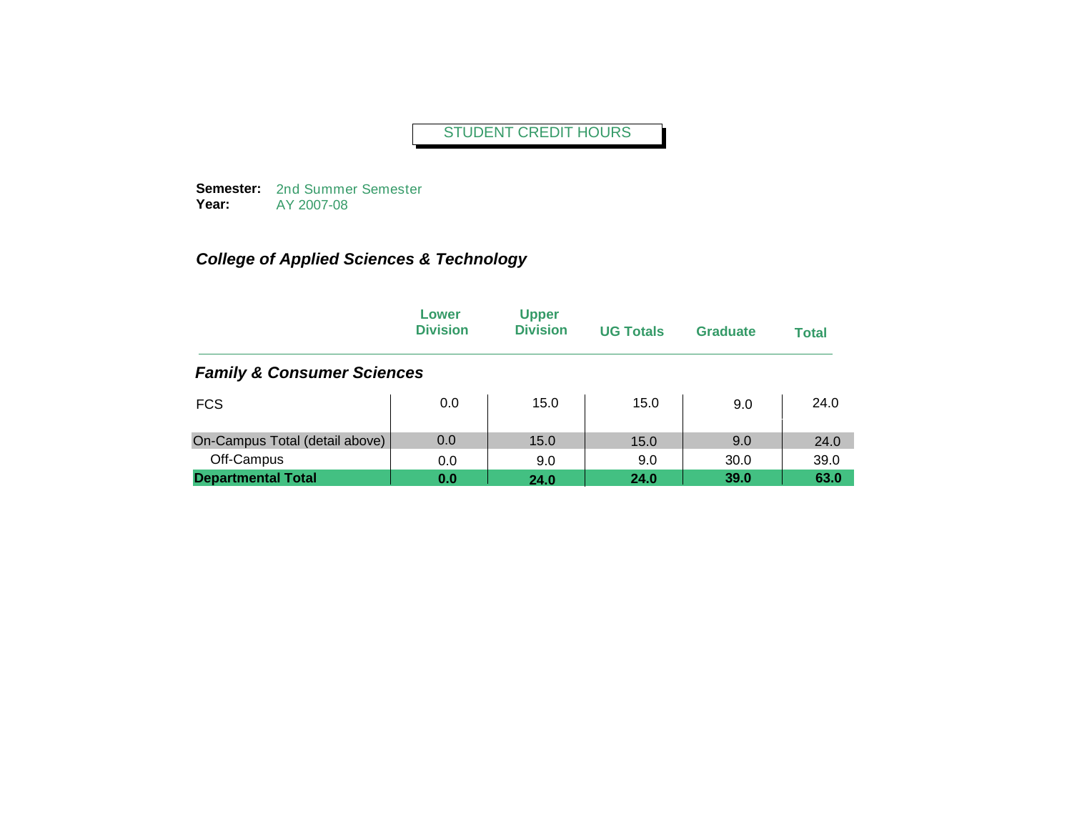# STUDENT CREDIT HOURS

**Semester:** 2nd Summer Semester
**Year:** AY 2007-08

## *College of Applied Sciences & Technology*

| | Lower Division | Upper Division | UG Totals | Graduate | Total |
|---|---|---|---|---|---|
| ***Family & Consumer Sciences*** | | | | | |
| FCS | 0.0 | 15.0 | 15.0 | 9.0 | 24.0 |
| On-Campus Total (detail above) | 0.0 | 15.0 | 15.0 | 9.0 | 24.0 |
| Off-Campus | 0.0 | 9.0 | 9.0 | 30.0 | 39.0 |
| **Departmental Total** | **0.0** | **24.0** | **24.0** | **39.0** | **63.0** |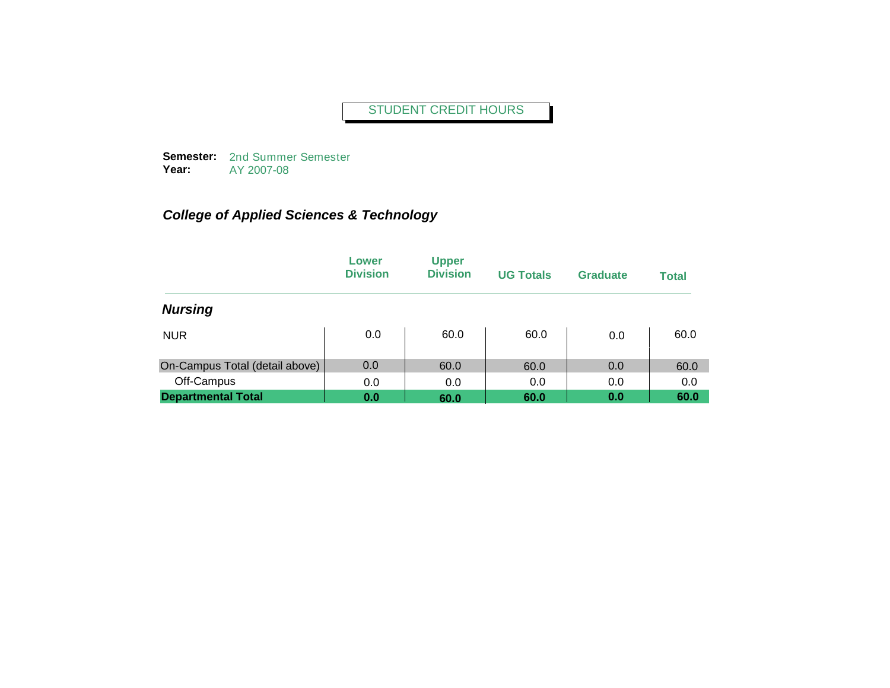# STUDENT CREDIT HOURS

**Semester:** 2nd Summer Semester
**Year:** AY 2007-08

## *College of Applied Sciences & Technology*

| | Lower Division | Upper Division | UG Totals | Graduate | Total |
|---|---|---|---|---|---|
| ***Nursing*** | | | | | |
| NUR | 0.0 | 60.0 | 60.0 | 0.0 | 60.0 |
| On-Campus Total (detail above) | 0.0 | 60.0 | 60.0 | 0.0 | 60.0 |
| Off-Campus | 0.0 | 0.0 | 0.0 | 0.0 | 0.0 |
| **Departmental Total** | **0.0** | **60.0** | **60.0** | **0.0** | **60.0** |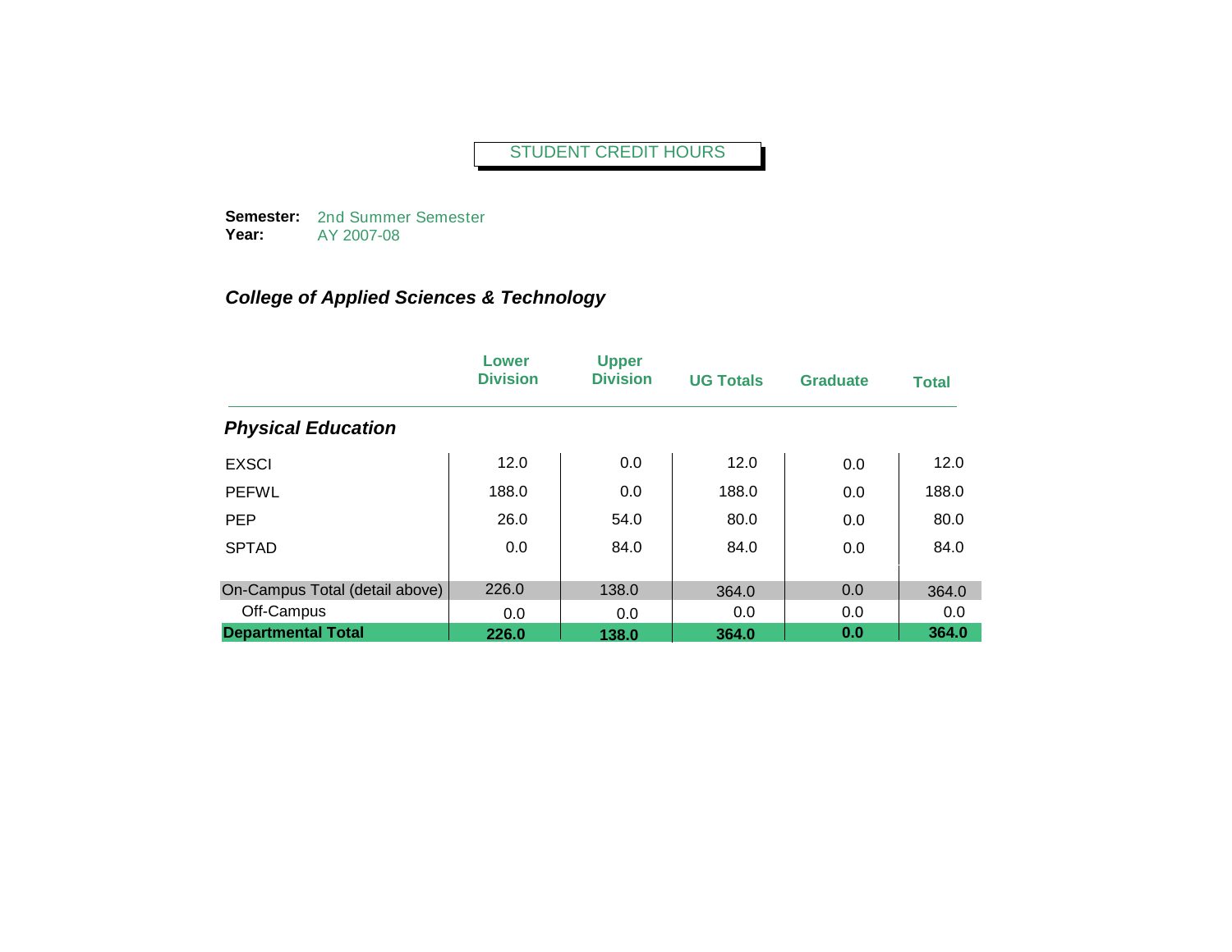# STUDENT CREDIT HOURS

**Semester:** 2nd Summer Semester
**Year:** AY 2007-08

## *College of Applied Sciences & Technology*

| | Lower Division | Upper Division | UG Totals | Graduate | Total |
|---|---|---|---|---|---|
| ***Physical Education*** | | | | | |
| EXSCI | 12.0 | 0.0 | 12.0 | 0.0 | 12.0 |
| PEFWL | 188.0 | 0.0 | 188.0 | 0.0 | 188.0 |
| PEP | 26.0 | 54.0 | 80.0 | 0.0 | 80.0 |
| SPTAD | 0.0 | 84.0 | 84.0 | 0.0 | 84.0 |
| On-Campus Total (detail above) | 226.0 | 138.0 | 364.0 | 0.0 | 364.0 |
| Off-Campus | 0.0 | 0.0 | 0.0 | 0.0 | 0.0 |
| **Departmental Total** | **226.0** | **138.0** | **364.0** | **0.0** | **364.0** |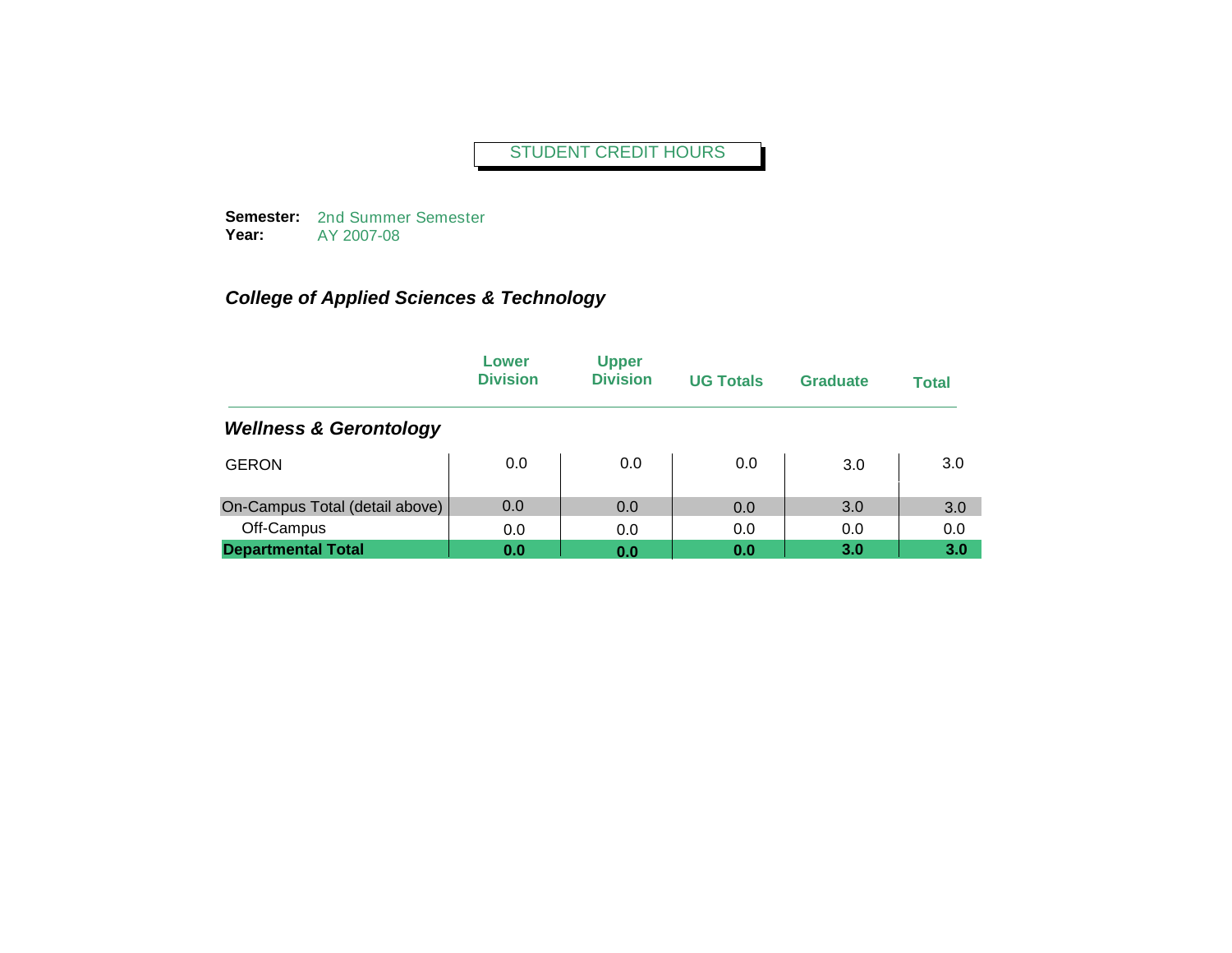STUDENT CREDIT HOURS

**Semester:** 2nd Summer Semester
**Year:** AY 2007-08

### *College of Applied Sciences & Technology*

| | Lower Division | Upper Division | UG Totals | Graduate | Total |
|---|---|---|---|---|---|
| ***Wellness & Gerontology*** | | | | | |
| GERON | 0.0 | 0.0 | 0.0 | 3.0 | 3.0 |
| On-Campus Total (detail above) | 0.0 | 0.0 | 0.0 | 3.0 | 3.0 |
| Off-Campus | 0.0 | 0.0 | 0.0 | 0.0 | 0.0 |
| **Departmental Total** | **0.0** | **0.0** | **0.0** | **3.0** | **3.0** |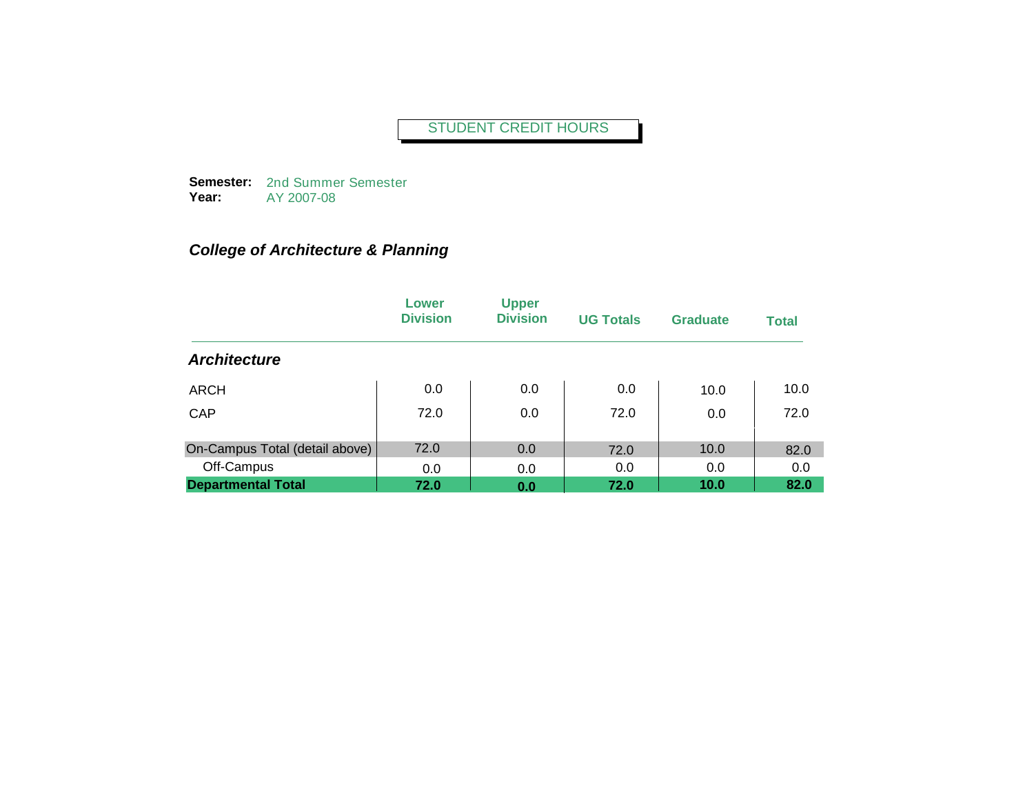STUDENT CREDIT HOURS

**Semester:** 2nd Summer Semester
**Year:** AY 2007-08

### *College of Architecture & Planning*

| | Lower Division | Upper Division | UG Totals | Graduate | Total |
|---|---|---|---|---|---|
| ***Architecture*** | | | | | |
| ARCH | 0.0 | 0.0 | 0.0 | 10.0 | 10.0 |
| CAP | 72.0 | 0.0 | 72.0 | 0.0 | 72.0 |
| On-Campus Total (detail above) | 72.0 | 0.0 | 72.0 | 10.0 | 82.0 |
| Off-Campus | 0.0 | 0.0 | 0.0 | 0.0 | 0.0 |
| **Departmental Total** | **72.0** | **0.0** | **72.0** | **10.0** | **82.0** |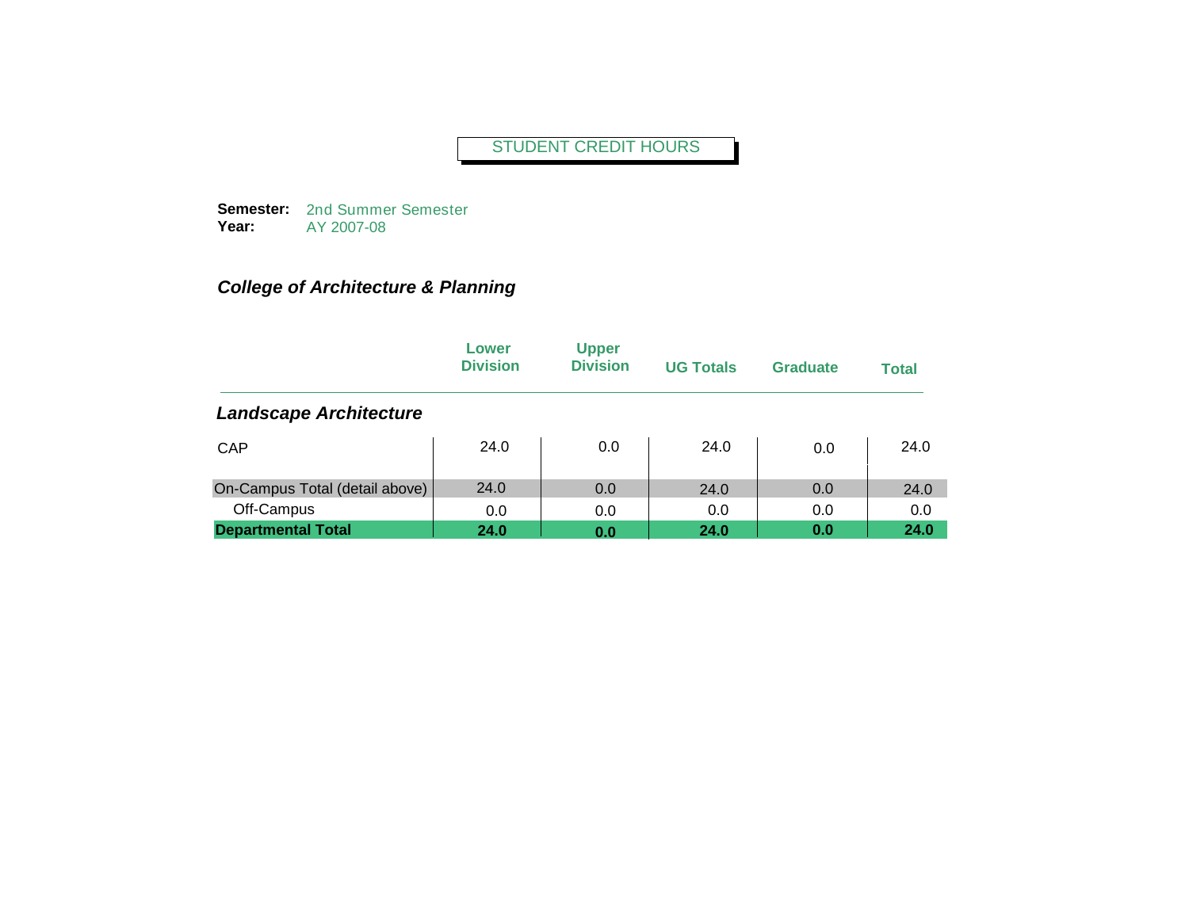# STUDENT CREDIT HOURS

**Semester:** 2nd Summer Semester
**Year:** AY 2007-08

## *College of Architecture & Planning*

| | Lower Division | Upper Division | UG Totals | Graduate | Total |
|---|---|---|---|---|---|
| ***Landscape Architecture*** | | | | | |
| CAP | 24.0 | 0.0 | 24.0 | 0.0 | 24.0 |
| On-Campus Total (detail above) | 24.0 | 0.0 | 24.0 | 0.0 | 24.0 |
| Off-Campus | 0.0 | 0.0 | 0.0 | 0.0 | 0.0 |
| **Departmental Total** | **24.0** | **0.0** | **24.0** | **0.0** | **24.0** |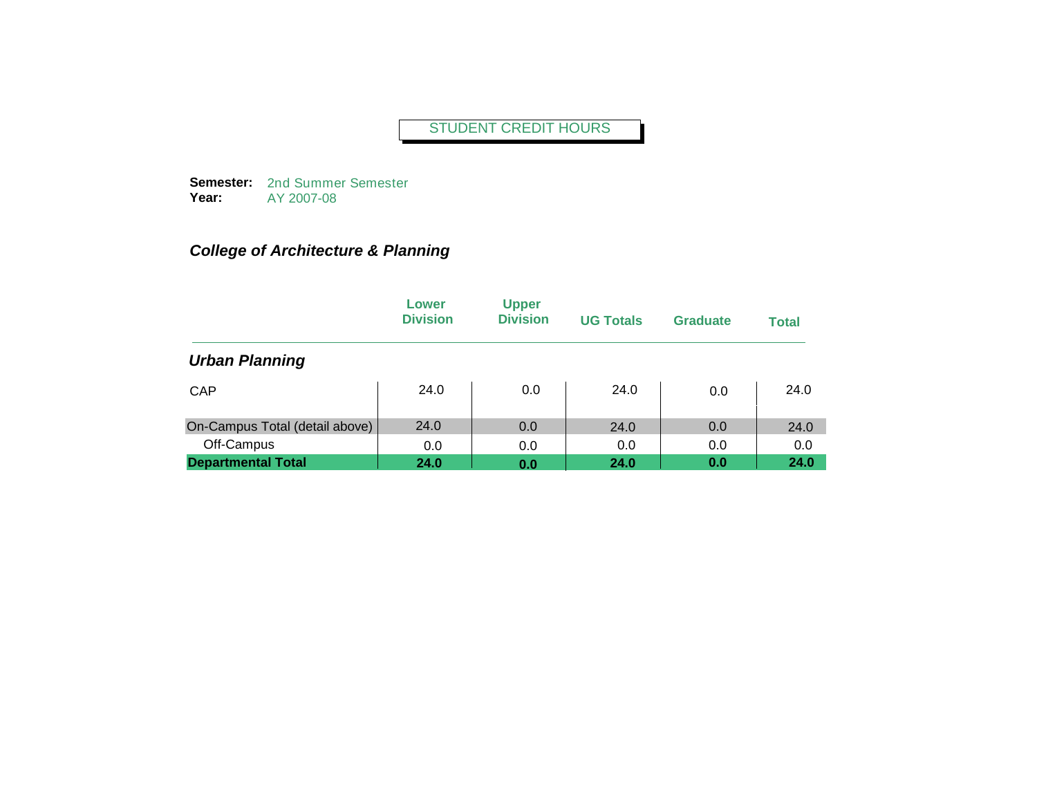STUDENT CREDIT HOURS

**Semester:** 2nd Summer Semester
**Year:** AY 2007-08

## *College of Architecture & Planning*

| | Lower Division | Upper Division | UG Totals | Graduate | Total |
|---|---|---|---|---|---|
| ***Urban Planning*** | | | | | |
| CAP | 24.0 | 0.0 | 24.0 | 0.0 | 24.0 |
| On-Campus Total (detail above) | 24.0 | 0.0 | 24.0 | 0.0 | 24.0 |
| Off-Campus | 0.0 | 0.0 | 0.0 | 0.0 | 0.0 |
| **Departmental Total** | **24.0** | **0.0** | **24.0** | **0.0** | **24.0** |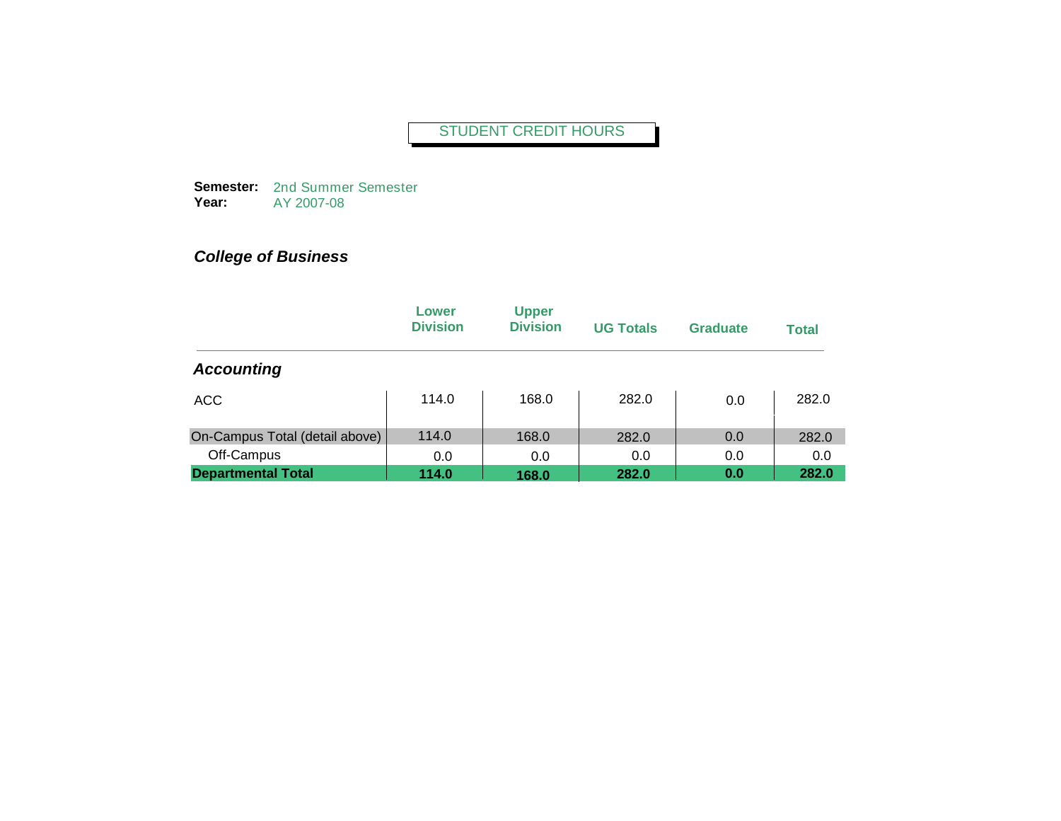# STUDENT CREDIT HOURS

**Semester:** 2nd Summer Semester
**Year:** AY 2007-08

## *College of Business*

| | Lower Division | Upper Division | UG Totals | Graduate | Total |
|---|---|---|---|---|---|
| ***Accounting*** | | | | | |
| ACC | 114.0 | 168.0 | 282.0 | 0.0 | 282.0 |
| On-Campus Total (detail above) | 114.0 | 168.0 | 282.0 | 0.0 | 282.0 |
| Off-Campus | 0.0 | 0.0 | 0.0 | 0.0 | 0.0 |
| **Departmental Total** | **114.0** | **168.0** | **282.0** | **0.0** | **282.0** |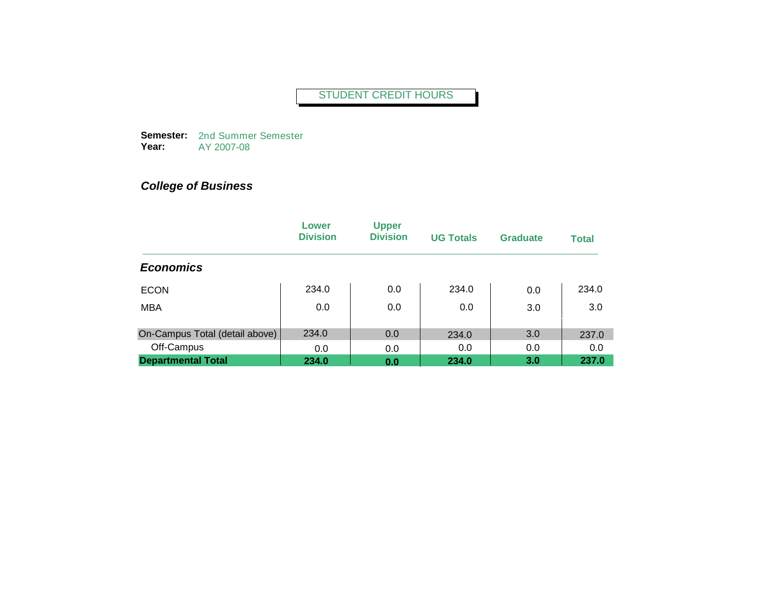STUDENT CREDIT HOURS

**Semester:** 2nd Summer Semester
**Year:** AY 2007-08

## *College of Business*

| | Lower Division | Upper Division | UG Totals | Graduate | Total |
|---|---|---|---|---|---|
| ***Economics*** | | | | | |
| ECON | 234.0 | 0.0 | 234.0 | 0.0 | 234.0 |
| MBA | 0.0 | 0.0 | 0.0 | 3.0 | 3.0 |
| On-Campus Total (detail above) | 234.0 | 0.0 | 234.0 | 3.0 | 237.0 |
| Off-Campus | 0.0 | 0.0 | 0.0 | 0.0 | 0.0 |
| **Departmental Total** | **234.0** | **0.0** | **234.0** | **3.0** | **237.0** |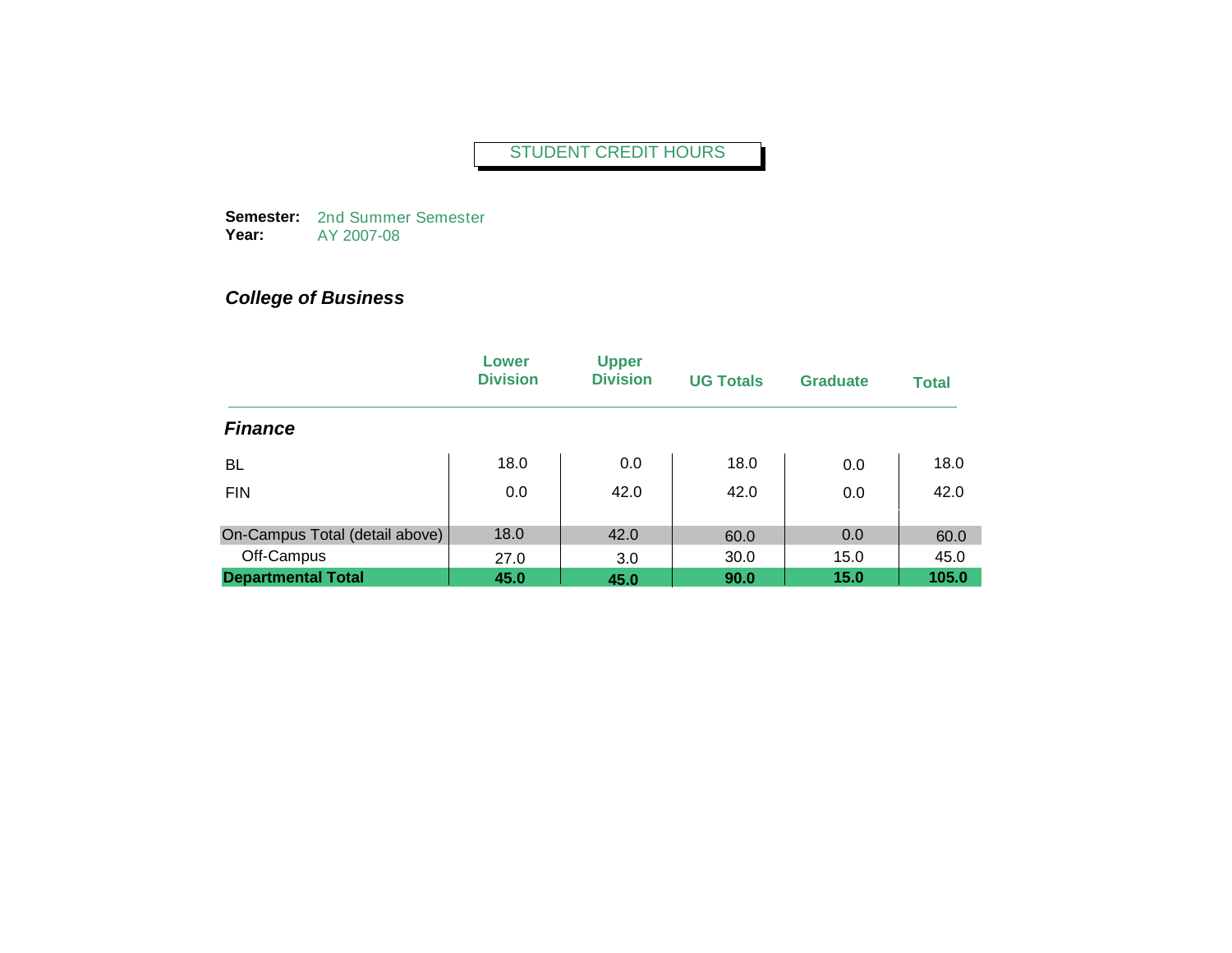STUDENT CREDIT HOURS

**Semester:** 2nd Summer Semester
**Year:** AY 2007-08

***College of Business***

| | Lower Division | Upper Division | UG Totals | Graduate | Total |
|---|---|---|---|---|---|
| ***Finance*** | | | | | |
| BL | 18.0 | 0.0 | 18.0 | 0.0 | 18.0 |
| FIN | 0.0 | 42.0 | 42.0 | 0.0 | 42.0 |
| On-Campus Total (detail above) | 18.0 | 42.0 | 60.0 | 0.0 | 60.0 |
| Off-Campus | 27.0 | 3.0 | 30.0 | 15.0 | 45.0 |
| **Departmental Total** | **45.0** | **45.0** | **90.0** | **15.0** | **105.0** |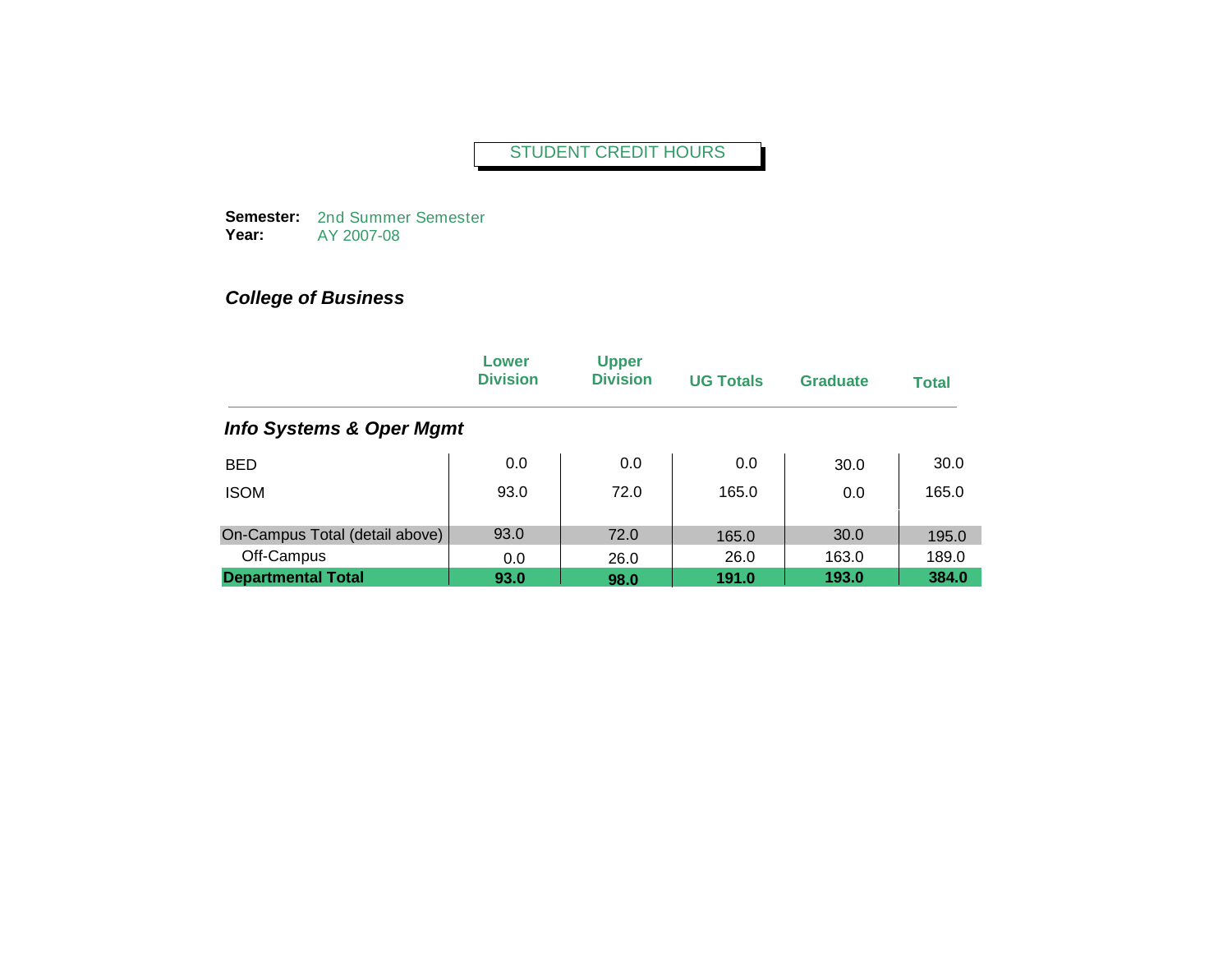STUDENT CREDIT HOURS

**Semester:** 2nd Summer Semester
**Year:** AY 2007-08

***College of Business***

| | Lower Division | Upper Division | UG Totals | Graduate | Total |
|---|---|---|---|---|---|
| ***Info Systems & Oper Mgmt*** | | | | | |
| BED | 0.0 | 0.0 | 0.0 | 30.0 | 30.0 |
| ISOM | 93.0 | 72.0 | 165.0 | 0.0 | 165.0 |
| On-Campus Total (detail above) | 93.0 | 72.0 | 165.0 | 30.0 | 195.0 |
| Off-Campus | 0.0 | 26.0 | 26.0 | 163.0 | 189.0 |
| **Departmental Total** | **93.0** | **98.0** | **191.0** | **193.0** | **384.0** |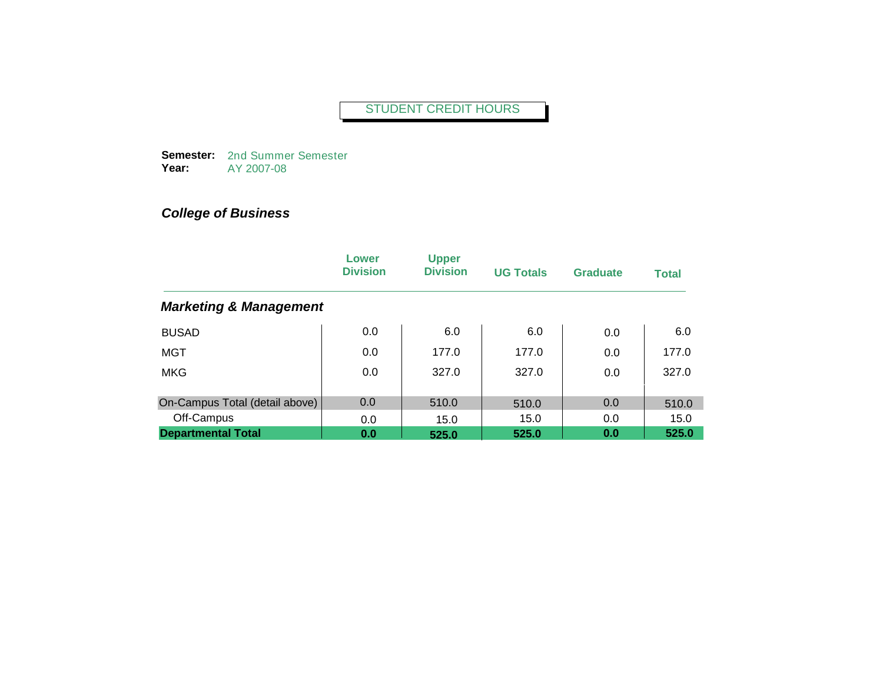STUDENT CREDIT HOURS

**Semester:** 2nd Summer Semester
**Year:** AY 2007-08

***College of Business***

| | Lower Division | Upper Division | UG Totals | Graduate | Total |
|---|---|---|---|---|---|
| ***Marketing & Management*** | | | | | |
| BUSAD | 0.0 | 6.0 | 6.0 | 0.0 | 6.0 |
| MGT | 0.0 | 177.0 | 177.0 | 0.0 | 177.0 |
| MKG | 0.0 | 327.0 | 327.0 | 0.0 | 327.0 |
| On-Campus Total (detail above) | 0.0 | 510.0 | 510.0 | 0.0 | 510.0 |
| Off-Campus | 0.0 | 15.0 | 15.0 | 0.0 | 15.0 |
| **Departmental Total** | **0.0** | **525.0** | **525.0** | **0.0** | **525.0** |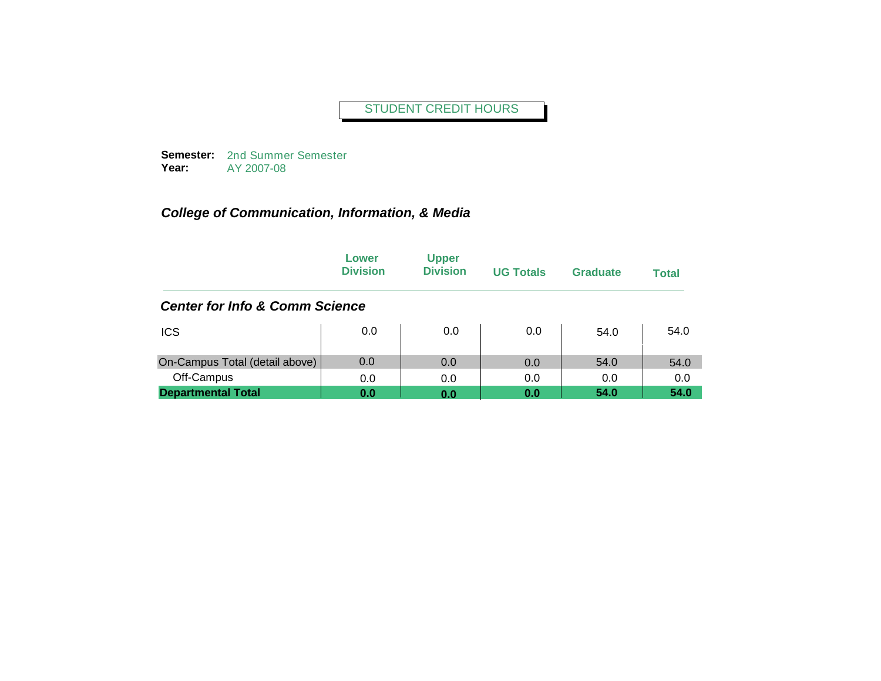STUDENT CREDIT HOURS

**Semester:** 2nd Summer Semester
**Year:** AY 2007-08

## *College of Communication, Information, & Media*

| | Lower Division | Upper Division | UG Totals | Graduate | Total |
|---|---|---|---|---|---|
| ***Center for Info & Comm Science*** | | | | | |
| ICS | 0.0 | 0.0 | 0.0 | 54.0 | 54.0 |
| On-Campus Total (detail above) | 0.0 | 0.0 | 0.0 | 54.0 | 54.0 |
| Off-Campus | 0.0 | 0.0 | 0.0 | 0.0 | 0.0 |
| **Departmental Total** | **0.0** | **0.0** | **0.0** | **54.0** | **54.0** |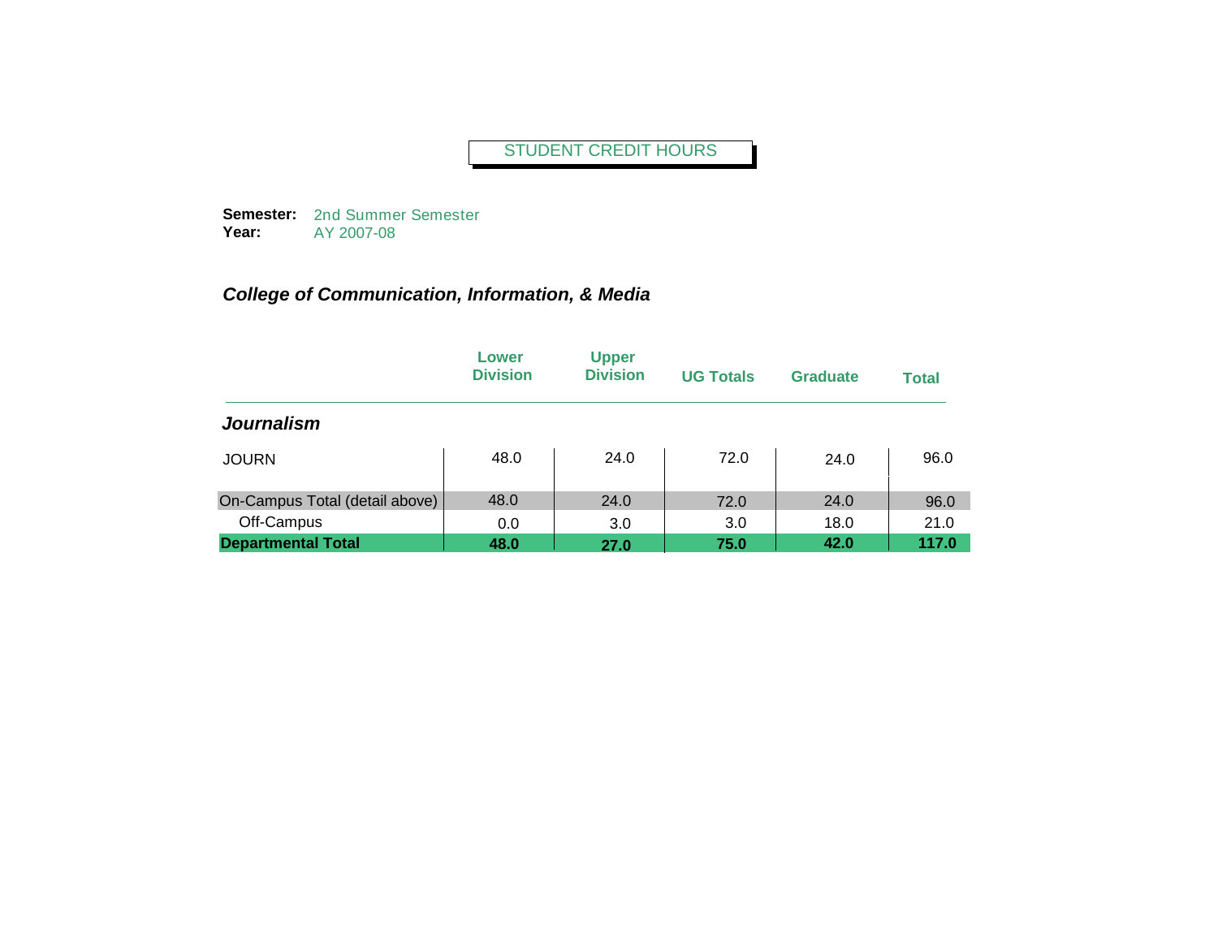STUDENT CREDIT HOURS

**Semester:** 2nd Summer Semester
**Year:** AY 2007-08

## *College of Communication, Information, & Media*

| | Lower Division | Upper Division | UG Totals | Graduate | Total |
|---|---|---|---|---|---|
| ***Journalism*** | | | | | |
| JOURN | 48.0 | 24.0 | 72.0 | 24.0 | 96.0 |
| On-Campus Total (detail above) | 48.0 | 24.0 | 72.0 | 24.0 | 96.0 |
| Off-Campus | 0.0 | 3.0 | 3.0 | 18.0 | 21.0 |
| **Departmental Total** | **48.0** | **27.0** | **75.0** | **42.0** | **117.0** |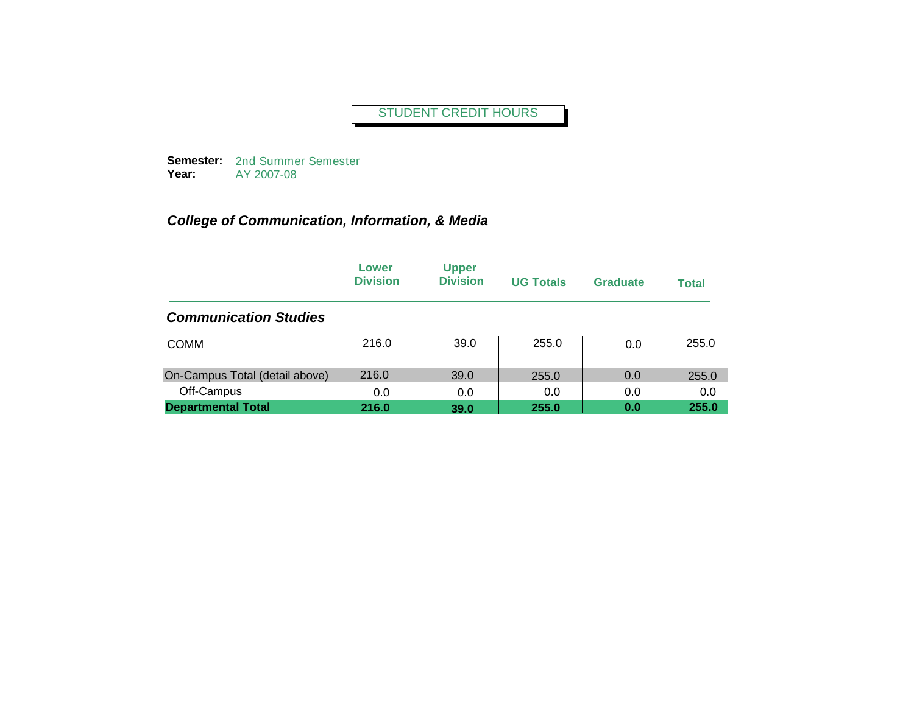STUDENT CREDIT HOURS

**Semester:** 2nd Summer Semester
**Year:** AY 2007-08

## *College of Communication, Information, & Media*

| | Lower Division | Upper Division | UG Totals | Graduate | Total |
|---|---|---|---|---|---|
| ***Communication Studies*** | | | | | |
| COMM | 216.0 | 39.0 | 255.0 | 0.0 | 255.0 |
| On-Campus Total (detail above) | 216.0 | 39.0 | 255.0 | 0.0 | 255.0 |
| Off-Campus | 0.0 | 0.0 | 0.0 | 0.0 | 0.0 |
| **Departmental Total** | **216.0** | **39.0** | **255.0** | **0.0** | **255.0** |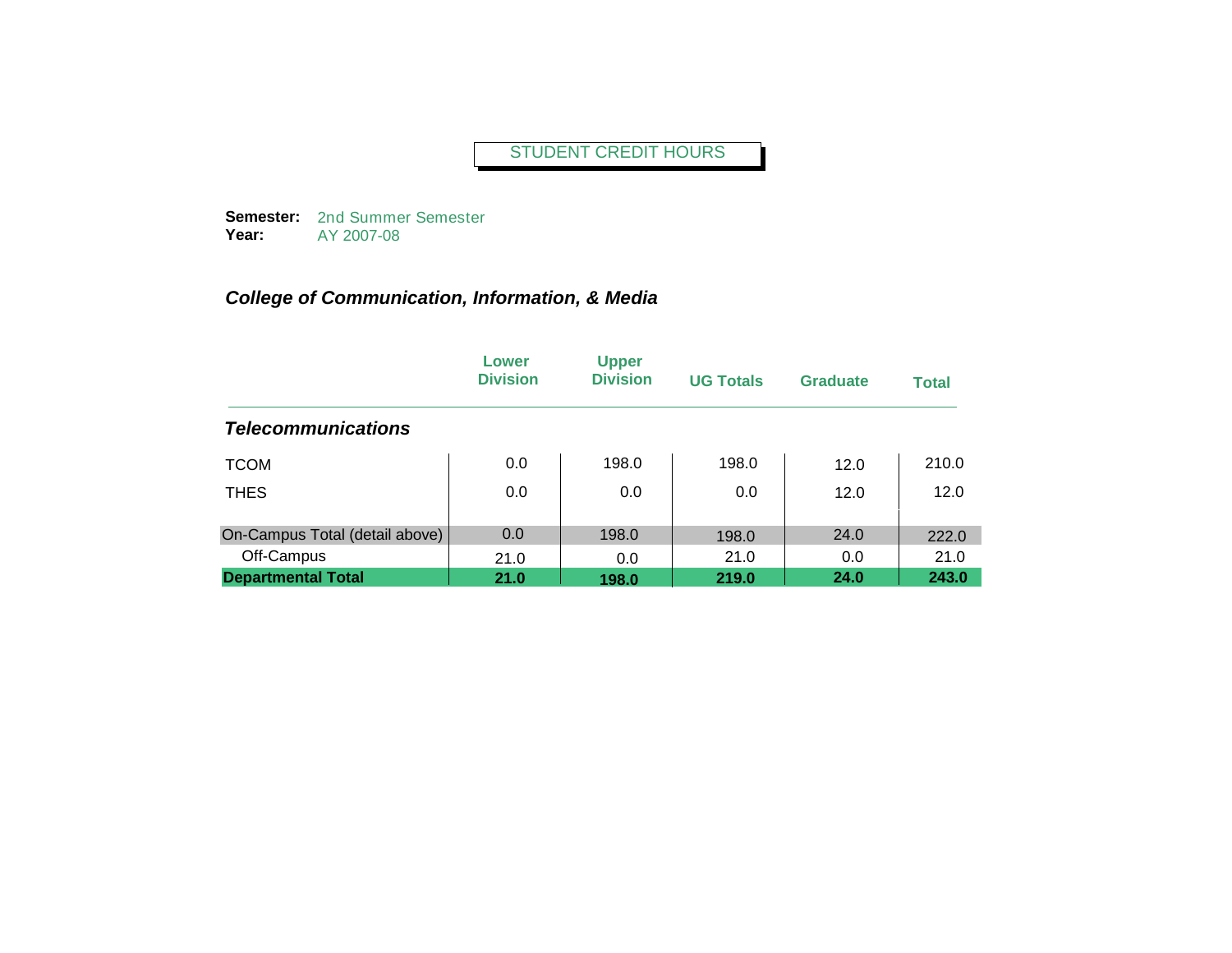STUDENT CREDIT HOURS

**Semester:** 2nd Summer Semester
**Year:** AY 2007-08

## *College of Communication, Information, & Media*

| | Lower Division | Upper Division | UG Totals | Graduate | Total |
|---|---|---|---|---|---|
| ***Telecommunications*** | | | | | |
| TCOM | 0.0 | 198.0 | 198.0 | 12.0 | 210.0 |
| THES | 0.0 | 0.0 | 0.0 | 12.0 | 12.0 |
| On-Campus Total (detail above) | 0.0 | 198.0 | 198.0 | 24.0 | 222.0 |
| Off-Campus | 21.0 | 0.0 | 21.0 | 0.0 | 21.0 |
| **Departmental Total** | **21.0** | **198.0** | **219.0** | **24.0** | **243.0** |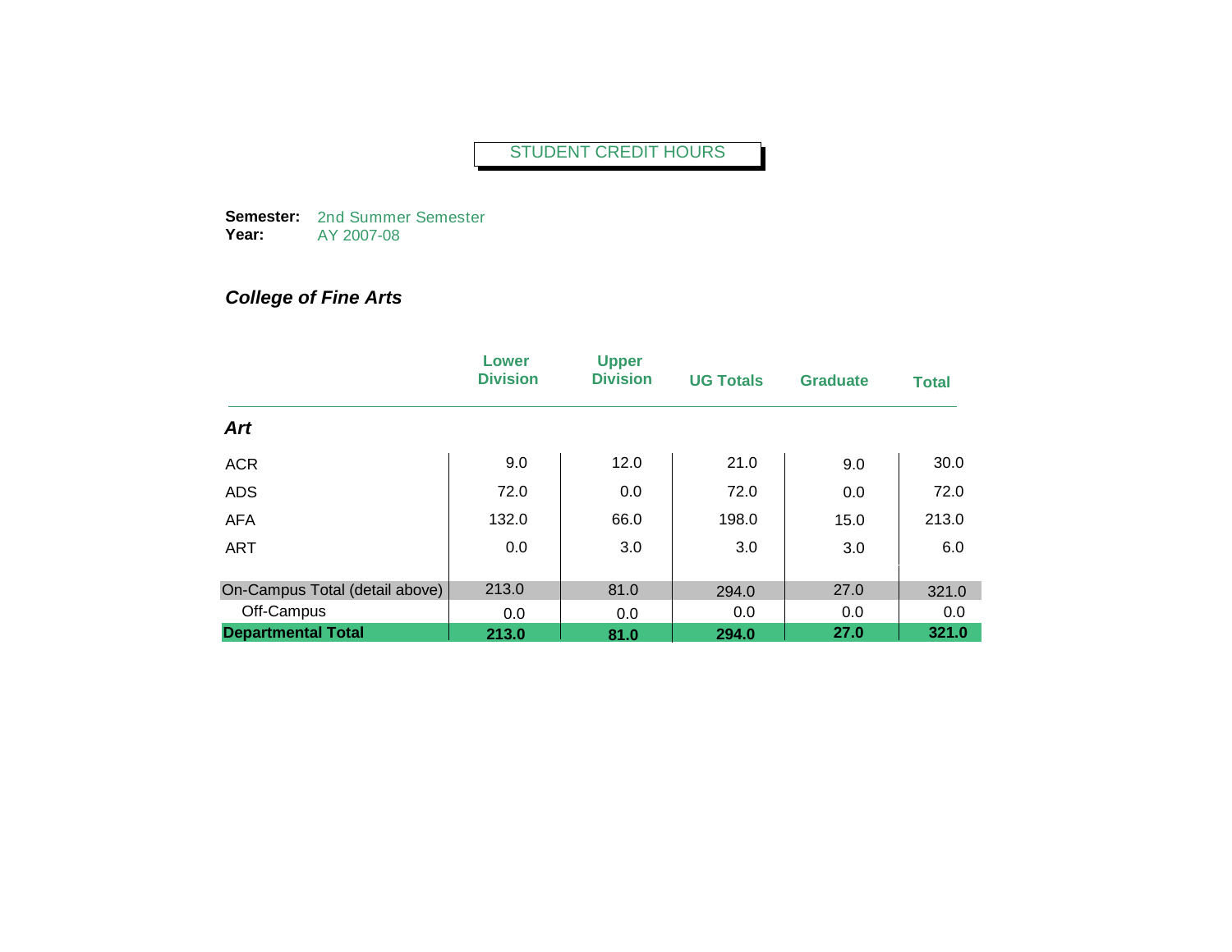STUDENT CREDIT HOURS

**Semester:** 2nd Summer Semester
**Year:** AY 2007-08

## *College of Fine Arts*

| | Lower Division | Upper Division | UG Totals | Graduate | Total |
|---|---|---|---|---|---|
| ***Art*** | | | | | |
| ACR | 9.0 | 12.0 | 21.0 | 9.0 | 30.0 |
| ADS | 72.0 | 0.0 | 72.0 | 0.0 | 72.0 |
| AFA | 132.0 | 66.0 | 198.0 | 15.0 | 213.0 |
| ART | 0.0 | 3.0 | 3.0 | 3.0 | 6.0 |
| On-Campus Total (detail above) | 213.0 | 81.0 | 294.0 | 27.0 | 321.0 |
| Off-Campus | 0.0 | 0.0 | 0.0 | 0.0 | 0.0 |
| **Departmental Total** | **213.0** | **81.0** | **294.0** | **27.0** | **321.0** |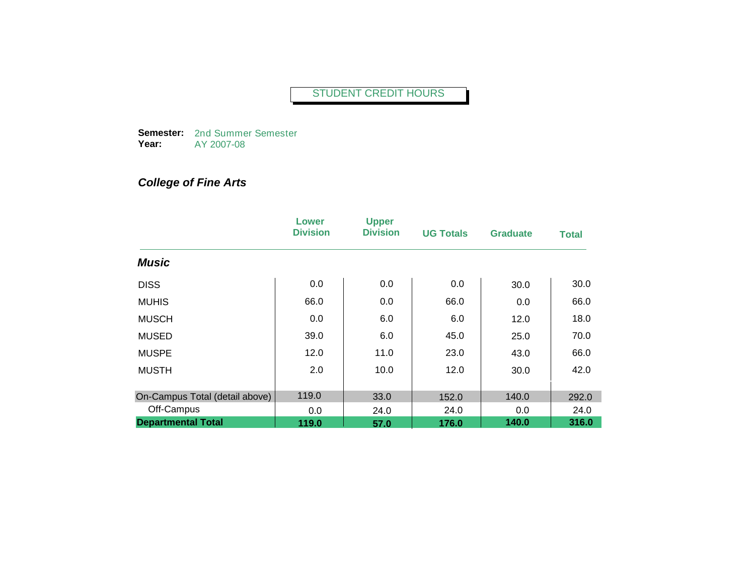# STUDENT CREDIT HOURS

**Semester:** 2nd Summer Semester
**Year:** AY 2007-08

## *College of Fine Arts*

| | Lower Division | Upper Division | UG Totals | Graduate | Total |
|---|---|---|---|---|---|
| ***Music*** | | | | | |
| DISS | 0.0 | 0.0 | 0.0 | 30.0 | 30.0 |
| MUHIS | 66.0 | 0.0 | 66.0 | 0.0 | 66.0 |
| MUSCH | 0.0 | 6.0 | 6.0 | 12.0 | 18.0 |
| MUSED | 39.0 | 6.0 | 45.0 | 25.0 | 70.0 |
| MUSPE | 12.0 | 11.0 | 23.0 | 43.0 | 66.0 |
| MUSTH | 2.0 | 10.0 | 12.0 | 30.0 | 42.0 |
| On-Campus Total (detail above) | 119.0 | 33.0 | 152.0 | 140.0 | 292.0 |
| Off-Campus | 0.0 | 24.0 | 24.0 | 0.0 | 24.0 |
| **Departmental Total** | **119.0** | **57.0** | **176.0** | **140.0** | **316.0** |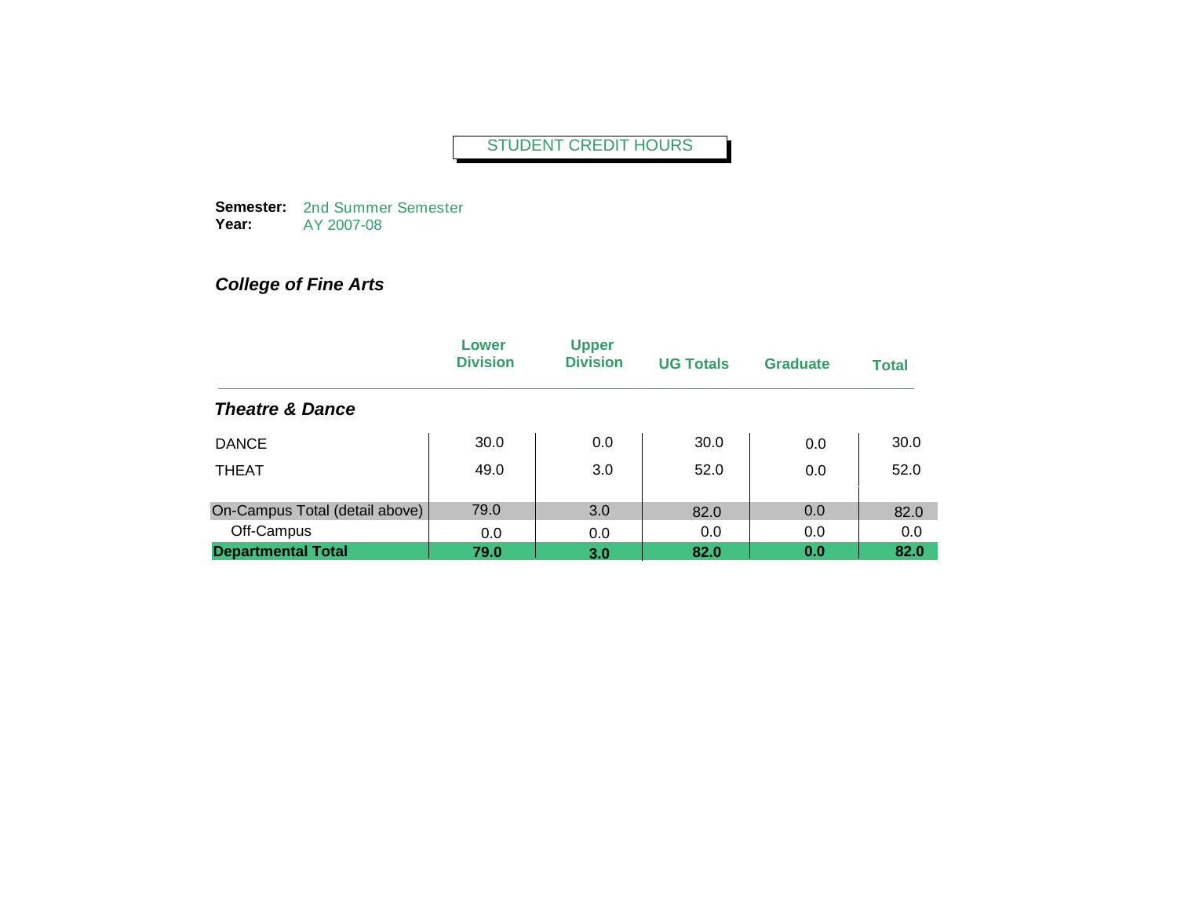STUDENT CREDIT HOURS

**Semester:** 2nd Summer Semester
**Year:** AY 2007-08

## *College of Fine Arts*

| | Lower Division | Upper Division | UG Totals | Graduate | Total |
|---|---|---|---|---|---|
| ***Theatre & Dance*** | | | | | |
| DANCE | 30.0 | 0.0 | 30.0 | 0.0 | 30.0 |
| THEAT | 49.0 | 3.0 | 52.0 | 0.0 | 52.0 |
| On-Campus Total (detail above) | 79.0 | 3.0 | 82.0 | 0.0 | 82.0 |
| Off-Campus | 0.0 | 0.0 | 0.0 | 0.0 | 0.0 |
| **Departmental Total** | **79.0** | **3.0** | **82.0** | **0.0** | **82.0** |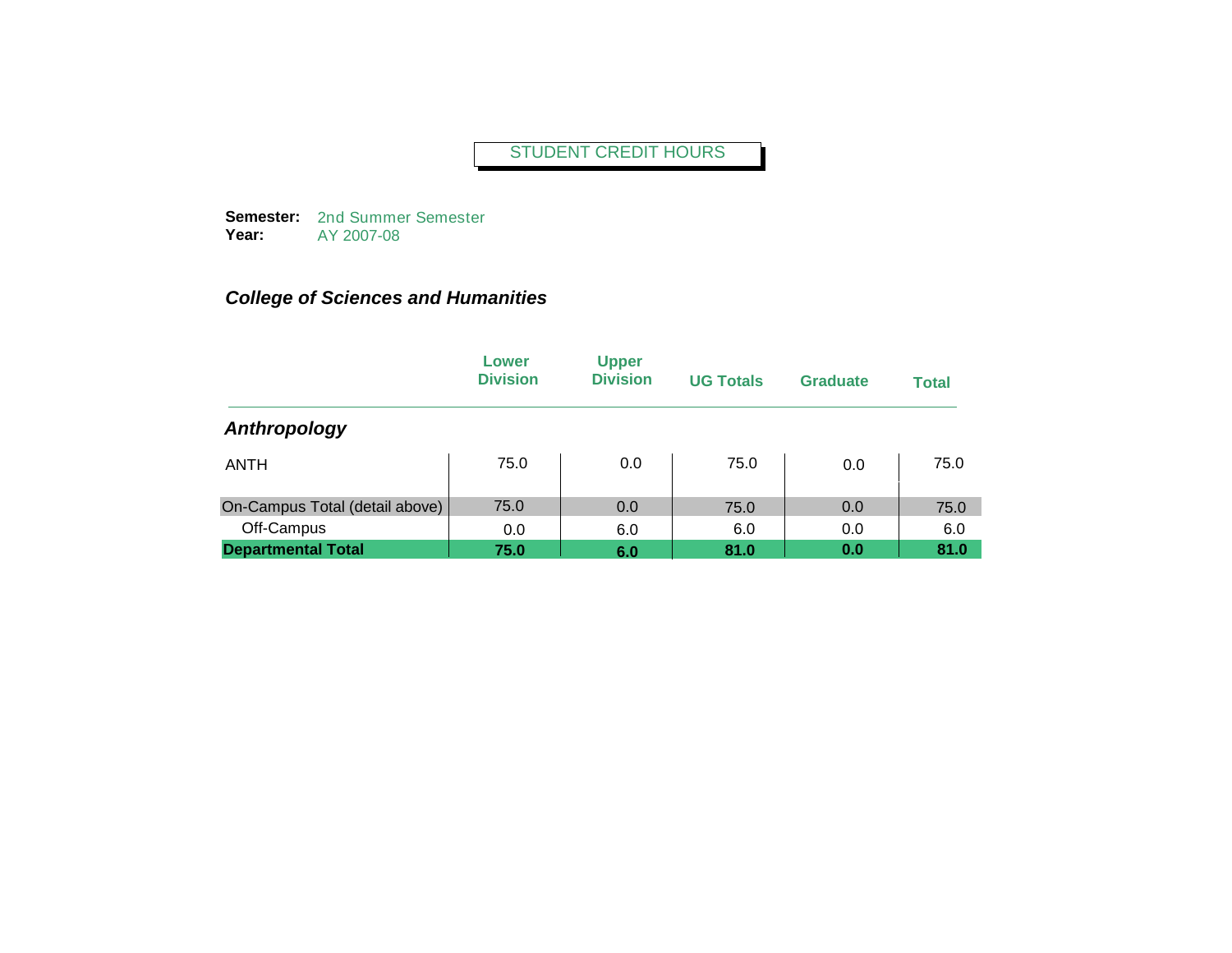# STUDENT CREDIT HOURS

**Semester:** 2nd Summer Semester
**Year:** AY 2007-08

## *College of Sciences and Humanities*

| | Lower Division | Upper Division | UG Totals | Graduate | Total |
|---|---|---|---|---|---|
| ***Anthropology*** | | | | | |
| ANTH | 75.0 | 0.0 | 75.0 | 0.0 | 75.0 |
| On-Campus Total (detail above) | 75.0 | 0.0 | 75.0 | 0.0 | 75.0 |
| Off-Campus | 0.0 | 6.0 | 6.0 | 0.0 | 6.0 |
| **Departmental Total** | **75.0** | **6.0** | **81.0** | **0.0** | **81.0** |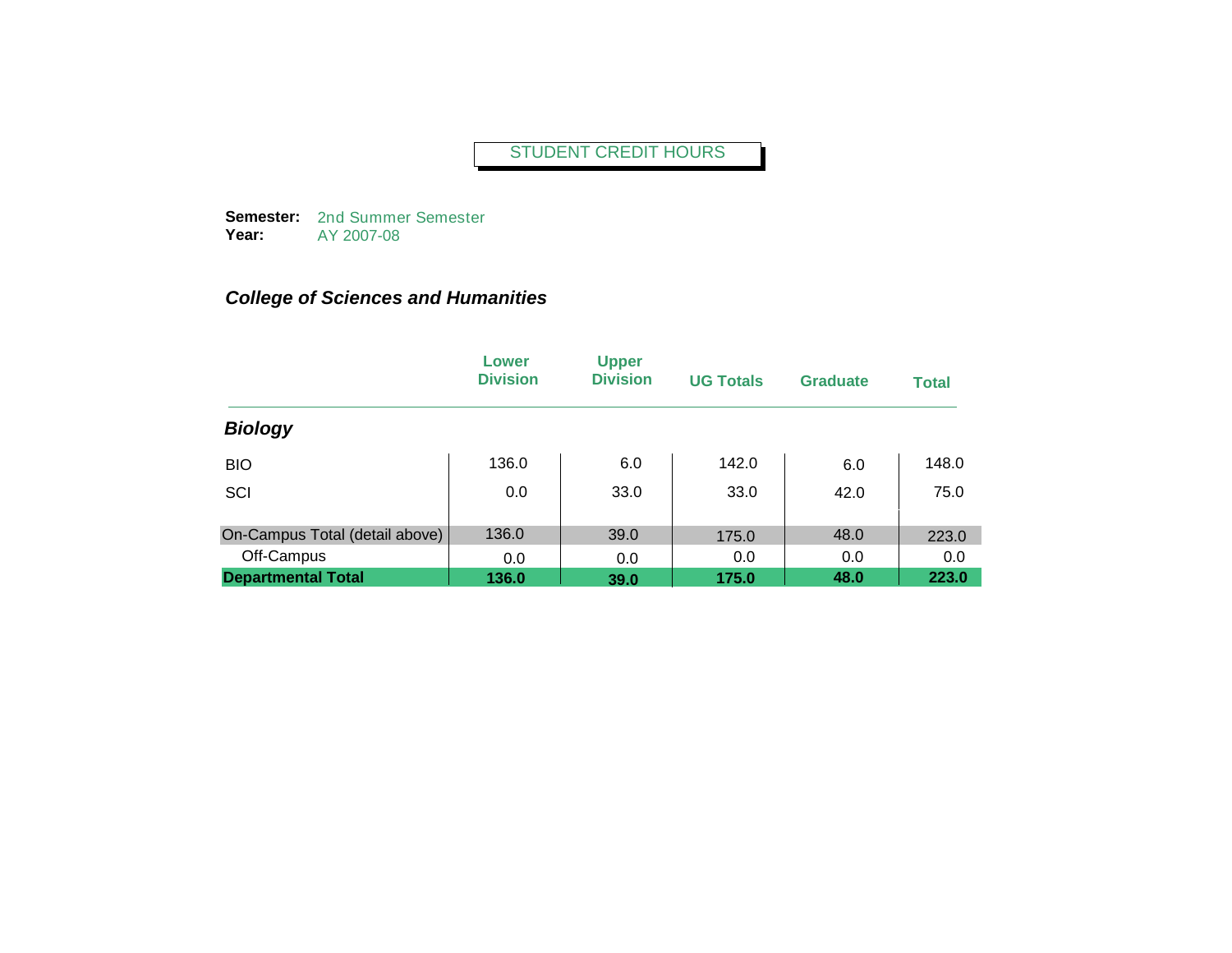STUDENT CREDIT HOURS

**Semester:** 2nd Summer Semester
**Year:** AY 2007-08

***College of Sciences and Humanities***

| | Lower Division | Upper Division | UG Totals | Graduate | Total |
|---|---|---|---|---|---|
| ***Biology*** | | | | | |
| BIO | 136.0 | 6.0 | 142.0 | 6.0 | 148.0 |
| SCI | 0.0 | 33.0 | 33.0 | 42.0 | 75.0 |
| On-Campus Total (detail above) | 136.0 | 39.0 | 175.0 | 48.0 | 223.0 |
| Off-Campus | 0.0 | 0.0 | 0.0 | 0.0 | 0.0 |
| **Departmental Total** | **136.0** | **39.0** | **175.0** | **48.0** | **223.0** |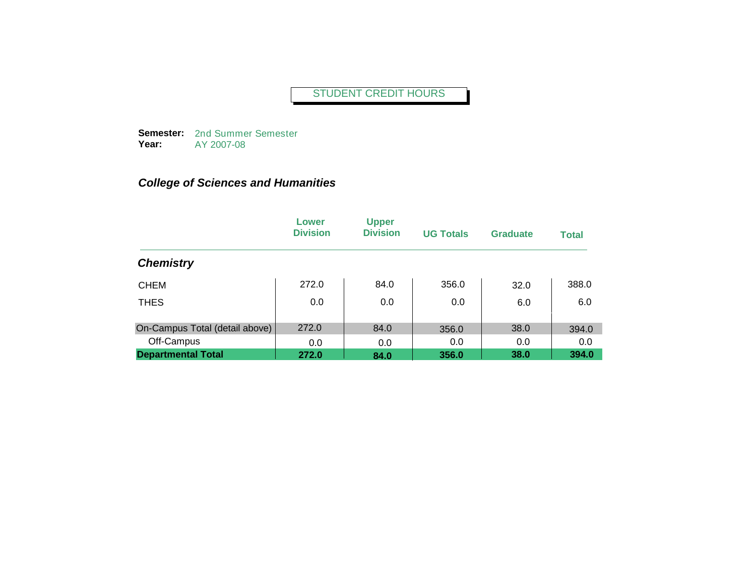STUDENT CREDIT HOURS

**Semester:** 2nd Summer Semester
**Year:** AY 2007-08

## *College of Sciences and Humanities*

| | Lower Division | Upper Division | UG Totals | Graduate | Total |
|---|---|---|---|---|---|
| ***Chemistry*** | | | | | |
| CHEM | 272.0 | 84.0 | 356.0 | 32.0 | 388.0 |
| THES | 0.0 | 0.0 | 0.0 | 6.0 | 6.0 |
| On-Campus Total (detail above) | 272.0 | 84.0 | 356.0 | 38.0 | 394.0 |
| Off-Campus | 0.0 | 0.0 | 0.0 | 0.0 | 0.0 |
| **Departmental Total** | **272.0** | **84.0** | **356.0** | **38.0** | **394.0** |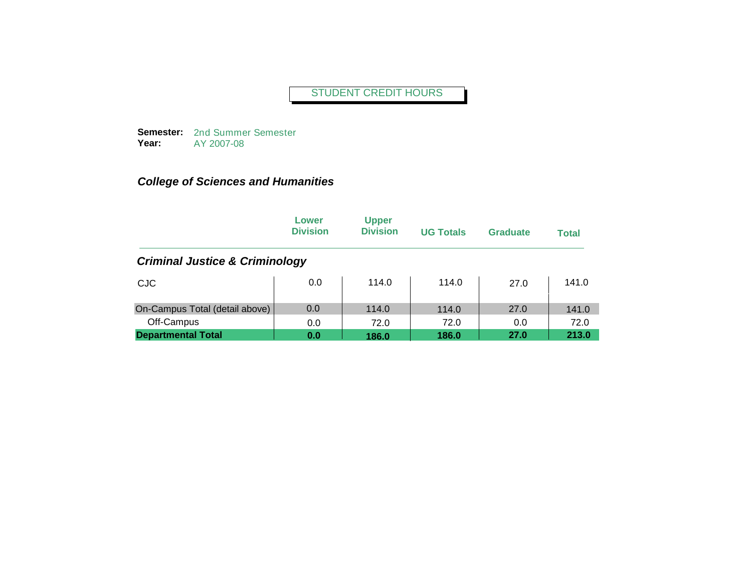STUDENT CREDIT HOURS

**Semester:** 2nd Summer Semester
**Year:** AY 2007-08

***College of Sciences and Humanities***

| | Lower Division | Upper Division | UG Totals | Graduate | Total |
|---|---|---|---|---|---|
| ***Criminal Justice & Criminology*** | | | | | |
| CJC | 0.0 | 114.0 | 114.0 | 27.0 | 141.0 |
| On-Campus Total (detail above) | 0.0 | 114.0 | 114.0 | 27.0 | 141.0 |
| Off-Campus | 0.0 | 72.0 | 72.0 | 0.0 | 72.0 |
| **Departmental Total** | **0.0** | **186.0** | **186.0** | **27.0** | **213.0** |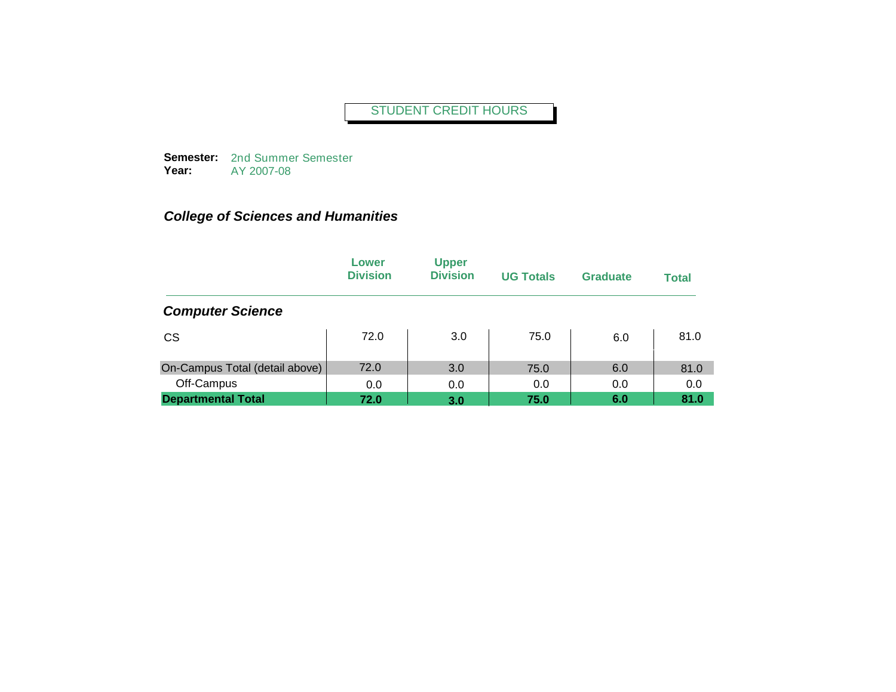STUDENT CREDIT HOURS

**Semester:** 2nd Summer Semester
**Year:** AY 2007-08

### *College of Sciences and Humanities*

| | Lower Division | Upper Division | UG Totals | Graduate | Total |
|---|---|---|---|---|---|
| ***Computer Science*** | | | | | |
| CS | 72.0 | 3.0 | 75.0 | 6.0 | 81.0 |
| On-Campus Total (detail above) | 72.0 | 3.0 | 75.0 | 6.0 | 81.0 |
| Off-Campus | 0.0 | 0.0 | 0.0 | 0.0 | 0.0 |
| **Departmental Total** | **72.0** | **3.0** | **75.0** | **6.0** | **81.0** |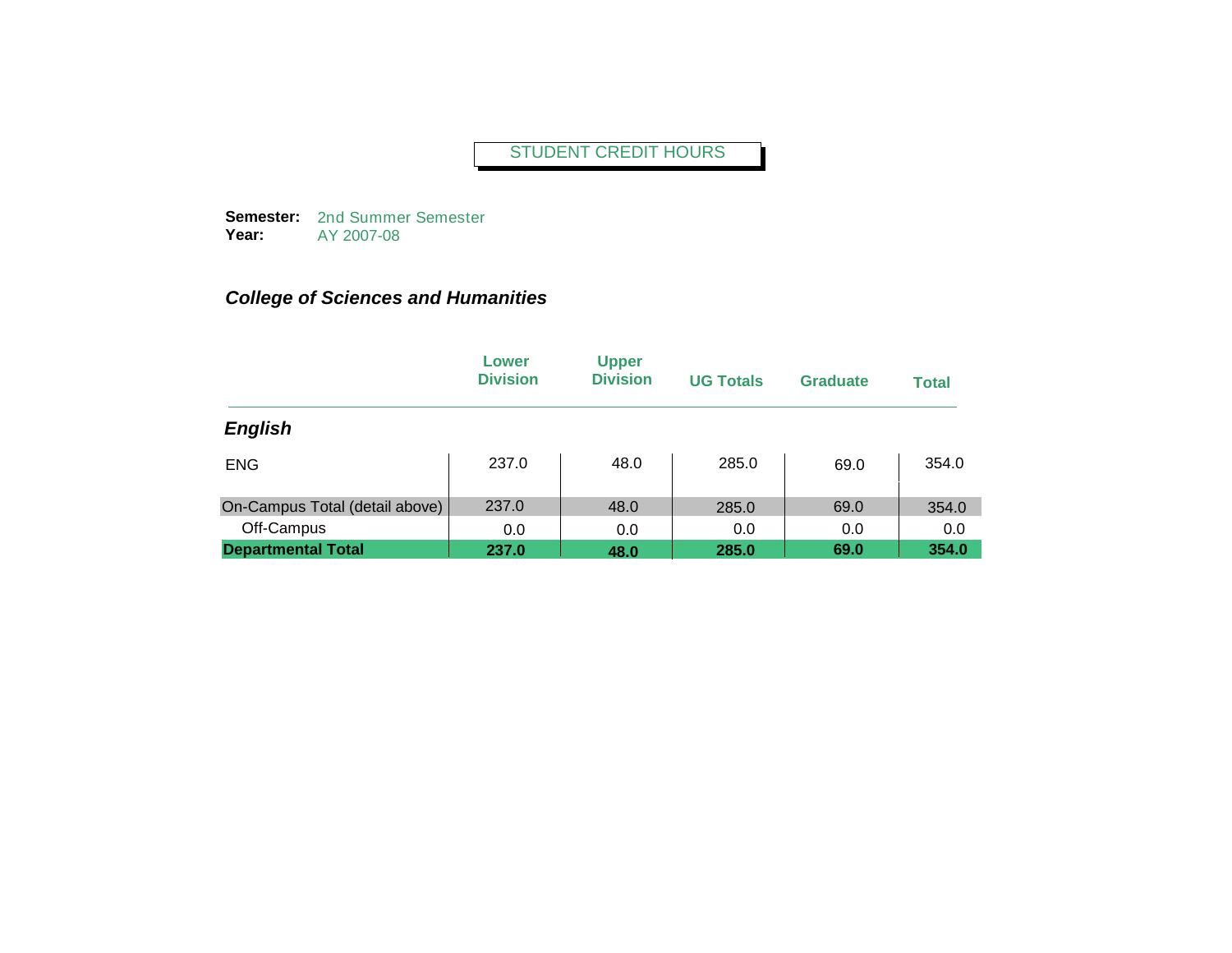# STUDENT CREDIT HOURS

**Semester:** 2nd Summer Semester
**Year:** AY 2007-08

## *College of Sciences and Humanities*

| | Lower Division | Upper Division | UG Totals | Graduate | Total |
|---|---|---|---|---|---|
| ***English*** | | | | | |
| ENG | 237.0 | 48.0 | 285.0 | 69.0 | 354.0 |
| On-Campus Total (detail above) | 237.0 | 48.0 | 285.0 | 69.0 | 354.0 |
| Off-Campus | 0.0 | 0.0 | 0.0 | 0.0 | 0.0 |
| **Departmental Total** | **237.0** | **48.0** | **285.0** | **69.0** | **354.0** |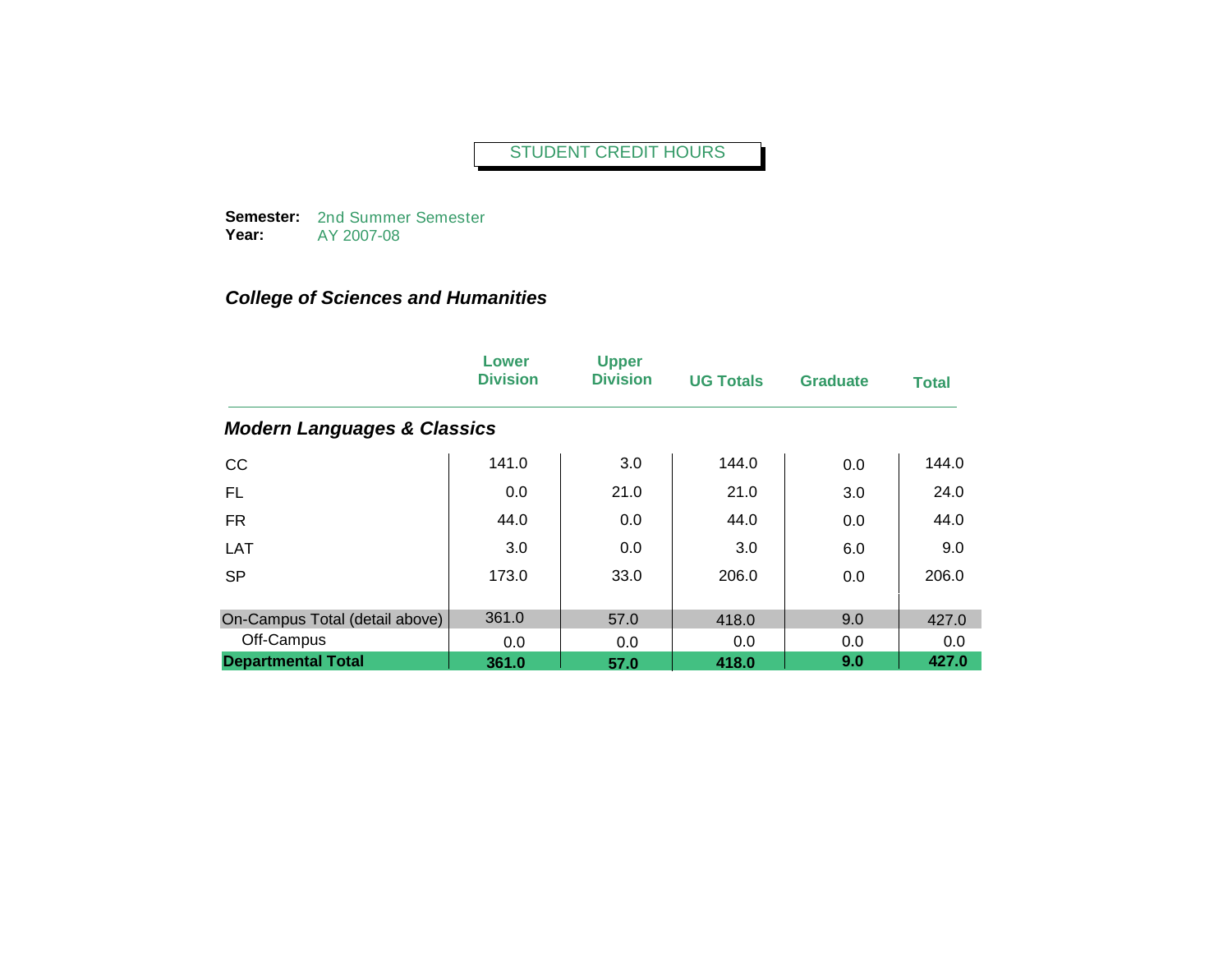# STUDENT CREDIT HOURS

**Semester:** 2nd Summer Semester
**Year:** AY 2007-08

### *College of Sciences and Humanities*

| | Lower Division | Upper Division | UG Totals | Graduate | Total |
|---|---|---|---|---|---|
| ***Modern Languages & Classics*** | | | | | |
| CC | 141.0 | 3.0 | 144.0 | 0.0 | 144.0 |
| FL | 0.0 | 21.0 | 21.0 | 3.0 | 24.0 |
| FR | 44.0 | 0.0 | 44.0 | 0.0 | 44.0 |
| LAT | 3.0 | 0.0 | 3.0 | 6.0 | 9.0 |
| SP | 173.0 | 33.0 | 206.0 | 0.0 | 206.0 |
| On-Campus Total (detail above) | 361.0 | 57.0 | 418.0 | 9.0 | 427.0 |
| Off-Campus | 0.0 | 0.0 | 0.0 | 0.0 | 0.0 |
| **Departmental Total** | **361.0** | **57.0** | **418.0** | **9.0** | **427.0** |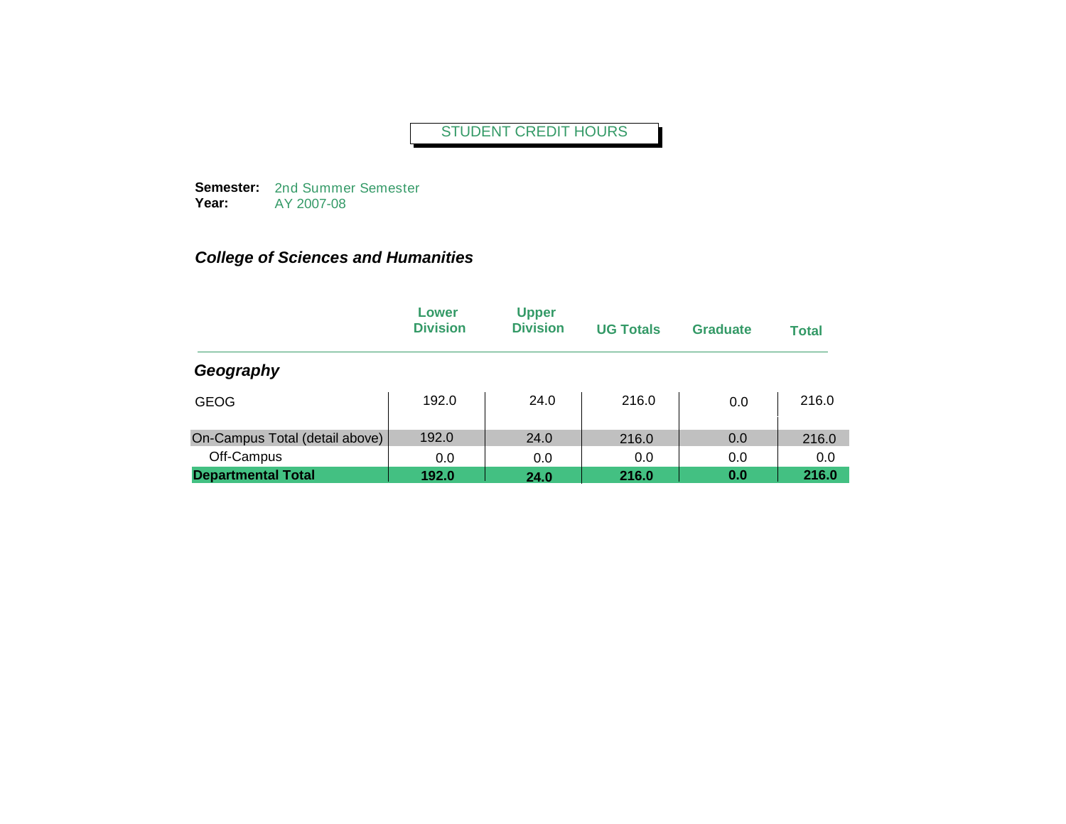STUDENT CREDIT HOURS

**Semester:** 2nd Summer Semester
**Year:** AY 2007-08

***College of Sciences and Humanities***

| | Lower Division | Upper Division | UG Totals | Graduate | Total |
|---|---|---|---|---|---|
| ***Geography*** | | | | | |
| GEOG | 192.0 | 24.0 | 216.0 | 0.0 | 216.0 |
| On-Campus Total (detail above) | 192.0 | 24.0 | 216.0 | 0.0 | 216.0 |
| Off-Campus | 0.0 | 0.0 | 0.0 | 0.0 | 0.0 |
| **Departmental Total** | **192.0** | **24.0** | **216.0** | **0.0** | **216.0** |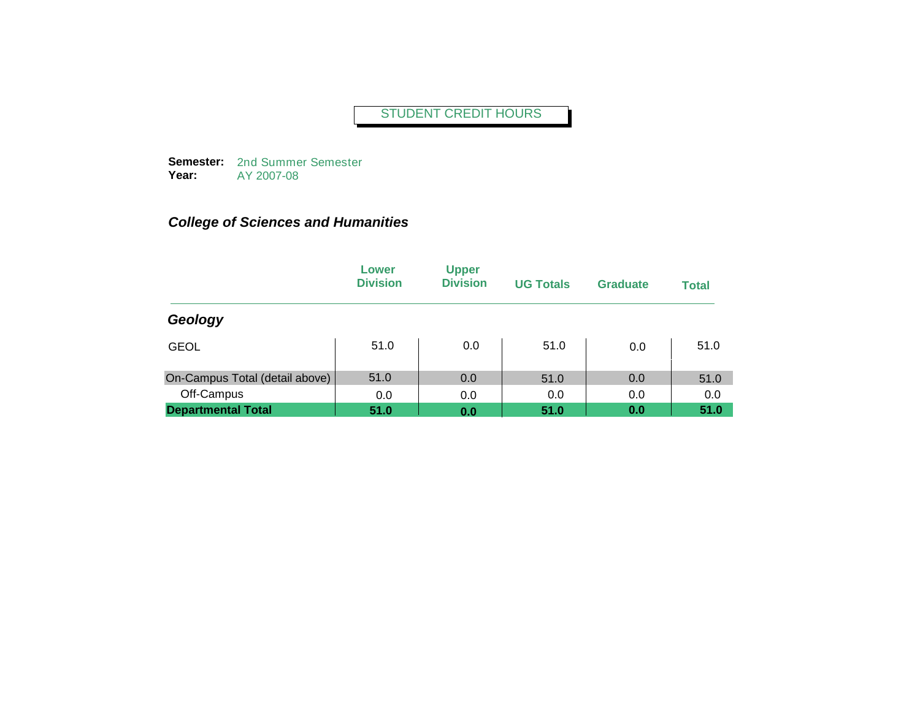# STUDENT CREDIT HOURS

**Semester:** 2nd Summer Semester
**Year:** AY 2007-08

### *College of Sciences and Humanities*

| | Lower Division | Upper Division | UG Totals | Graduate | Total |
|---|---|---|---|---|---|
| ***Geology*** | | | | | |
| GEOL | 51.0 | 0.0 | 51.0 | 0.0 | 51.0 |
| On-Campus Total (detail above) | 51.0 | 0.0 | 51.0 | 0.0 | 51.0 |
| Off-Campus | 0.0 | 0.0 | 0.0 | 0.0 | 0.0 |
| **Departmental Total** | **51.0** | **0.0** | **51.0** | **0.0** | **51.0** |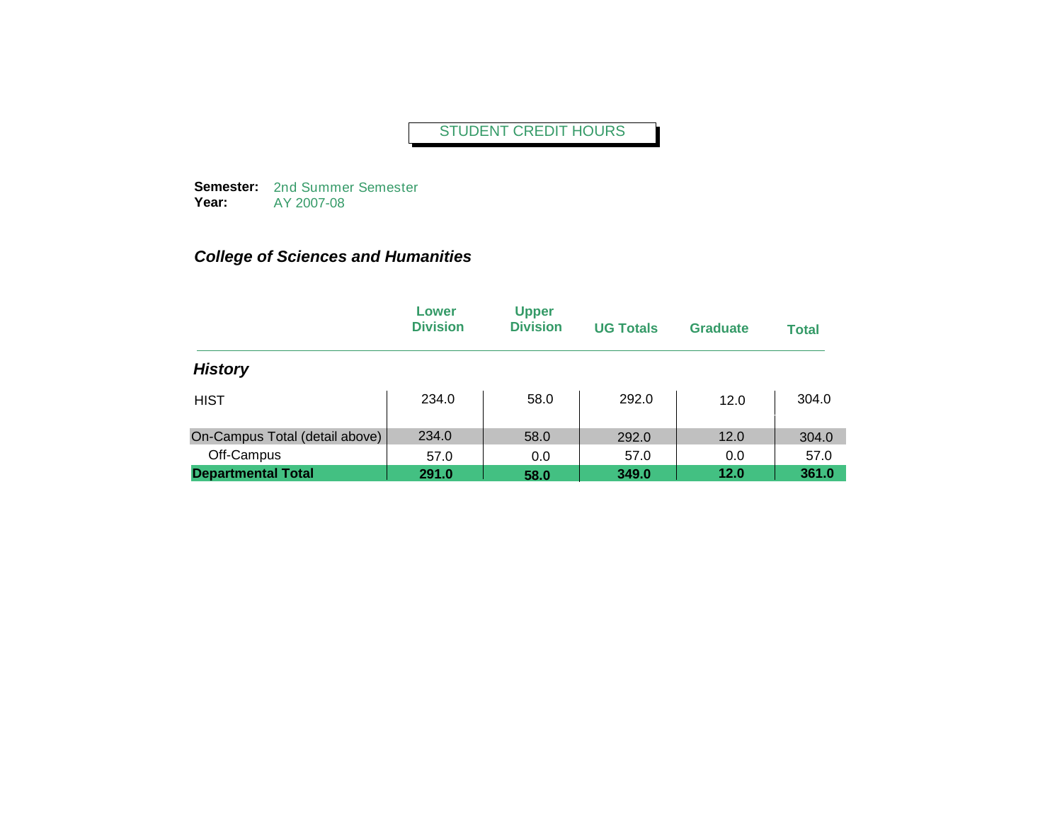STUDENT CREDIT HOURS

**Semester:** 2nd Summer Semester
**Year:** AY 2007-08

***College of Sciences and Humanities***

| | Lower Division | Upper Division | UG Totals | Graduate | Total |
|---|---|---|---|---|---|
| ***History*** | | | | | |
| HIST | 234.0 | 58.0 | 292.0 | 12.0 | 304.0 |
| On-Campus Total (detail above) | 234.0 | 58.0 | 292.0 | 12.0 | 304.0 |
| Off-Campus | 57.0 | 0.0 | 57.0 | 0.0 | 57.0 |
| **Departmental Total** | **291.0** | **58.0** | **349.0** | **12.0** | **361.0** |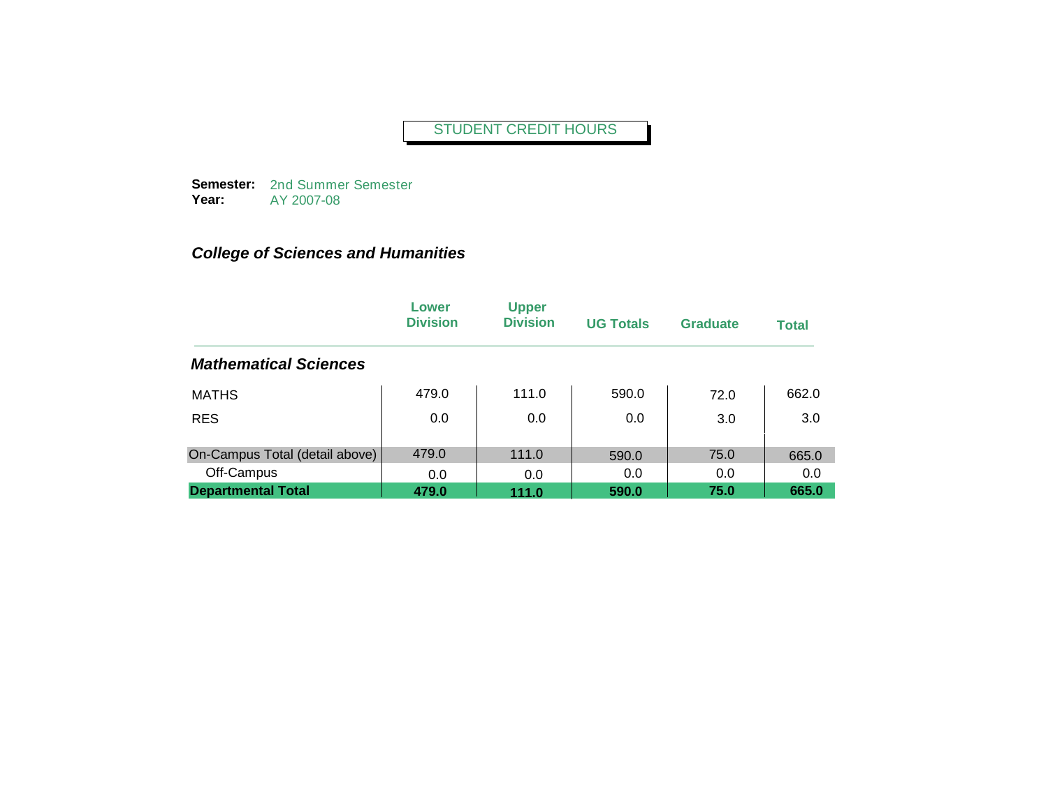# STUDENT CREDIT HOURS

**Semester:** 2nd Summer Semester
**Year:** AY 2007-08

***College of Sciences and Humanities***

| | Lower Division | Upper Division | UG Totals | Graduate | Total |
|---|---|---|---|---|---|
| ***Mathematical Sciences*** | | | | | |
| MATHS | 479.0 | 111.0 | 590.0 | 72.0 | 662.0 |
| RES | 0.0 | 0.0 | 0.0 | 3.0 | 3.0 |
| On-Campus Total (detail above) | 479.0 | 111.0 | 590.0 | 75.0 | 665.0 |
| Off-Campus | 0.0 | 0.0 | 0.0 | 0.0 | 0.0 |
| **Departmental Total** | **479.0** | **111.0** | **590.0** | **75.0** | **665.0** |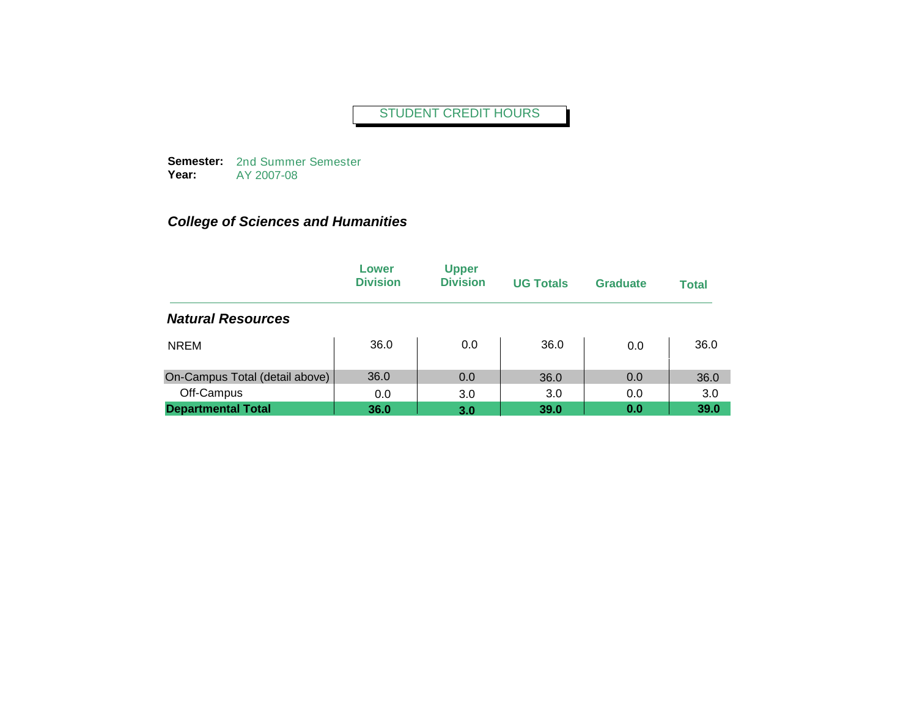STUDENT CREDIT HOURS

**Semester:** 2nd Summer Semester
**Year:** AY 2007-08

### *College of Sciences and Humanities*

| | Lower Division | Upper Division | UG Totals | Graduate | Total |
|---|---|---|---|---|---|
| ***Natural Resources*** | | | | | |
| NREM | 36.0 | 0.0 | 36.0 | 0.0 | 36.0 |
| On-Campus Total (detail above) | 36.0 | 0.0 | 36.0 | 0.0 | 36.0 |
| Off-Campus | 0.0 | 3.0 | 3.0 | 0.0 | 3.0 |
| **Departmental Total** | **36.0** | **3.0** | **39.0** | **0.0** | **39.0** |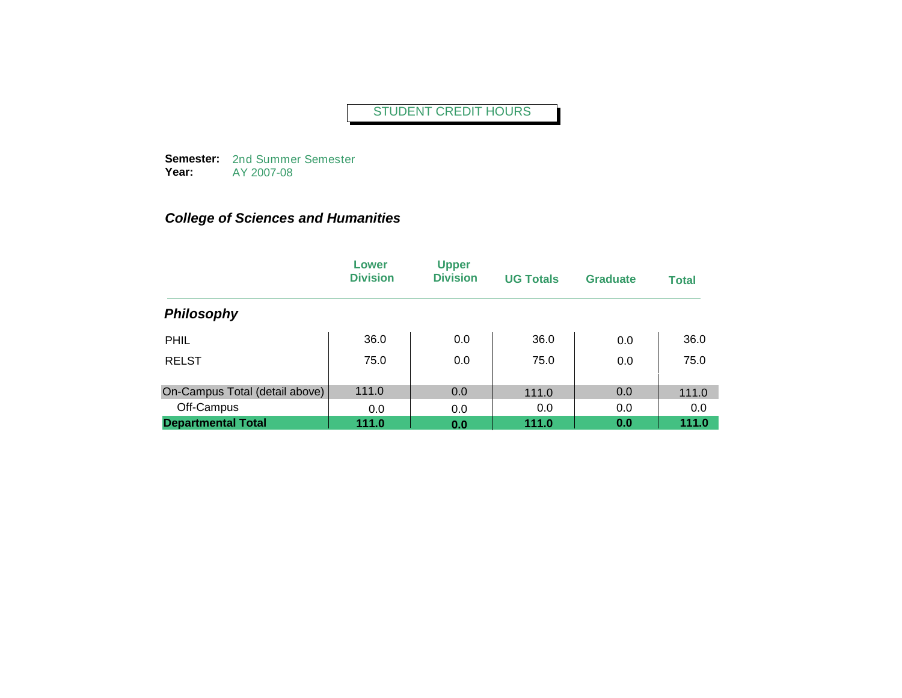# STUDENT CREDIT HOURS

**Semester:** 2nd Summer Semester
**Year:** AY 2007-08

## *College of Sciences and Humanities*

| | Lower Division | Upper Division | UG Totals | Graduate | Total |
|---|---|---|---|---|---|
| ***Philosophy*** | | | | | |
| PHIL | 36.0 | 0.0 | 36.0 | 0.0 | 36.0 |
| RELST | 75.0 | 0.0 | 75.0 | 0.0 | 75.0 |
| On-Campus Total (detail above) | 111.0 | 0.0 | 111.0 | 0.0 | 111.0 |
| Off-Campus | 0.0 | 0.0 | 0.0 | 0.0 | 0.0 |
| **Departmental Total** | **111.0** | **0.0** | **111.0** | **0.0** | **111.0** |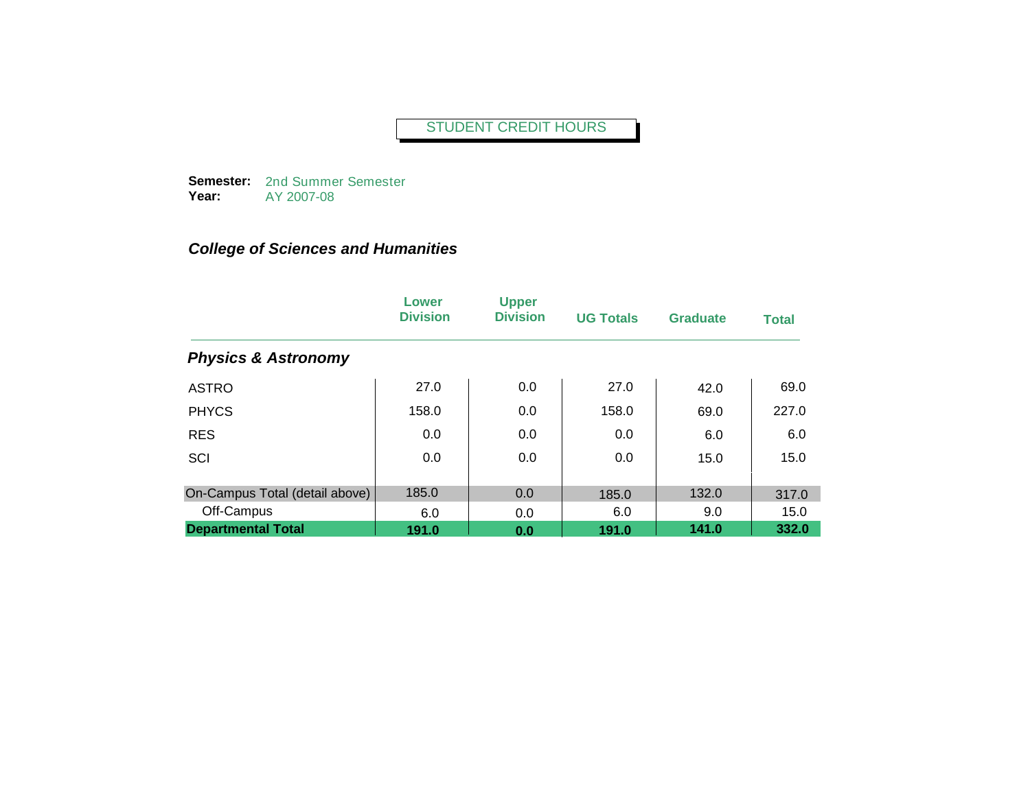STUDENT CREDIT HOURS

**Semester:** 2nd Summer Semester
**Year:** AY 2007-08

### *College of Sciences and Humanities*

| | Lower Division | Upper Division | UG Totals | Graduate | Total |
|---|---|---|---|---|---|
| ***Physics & Astronomy*** | | | | | |
| ASTRO | 27.0 | 0.0 | 27.0 | 42.0 | 69.0 |
| PHYCS | 158.0 | 0.0 | 158.0 | 69.0 | 227.0 |
| RES | 0.0 | 0.0 | 0.0 | 6.0 | 6.0 |
| SCI | 0.0 | 0.0 | 0.0 | 15.0 | 15.0 |
| On-Campus Total (detail above) | 185.0 | 0.0 | 185.0 | 132.0 | 317.0 |
| Off-Campus | 6.0 | 0.0 | 6.0 | 9.0 | 15.0 |
| **Departmental Total** | **191.0** | **0.0** | **191.0** | **141.0** | **332.0** |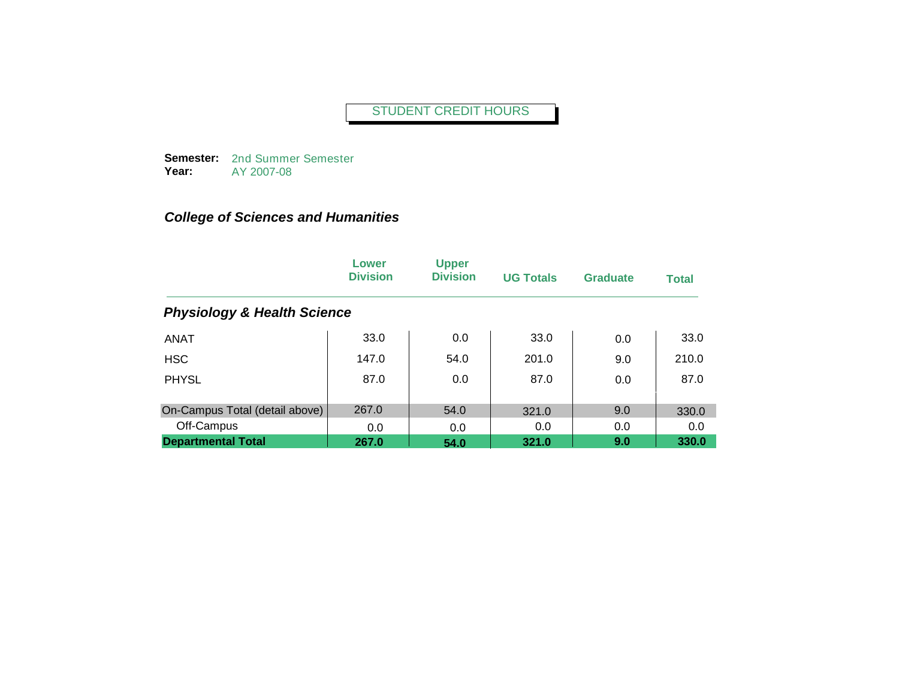STUDENT CREDIT HOURS

**Semester:** 2nd Summer Semester
**Year:** AY 2007-08

### *College of Sciences and Humanities*

| | Lower Division | Upper Division | UG Totals | Graduate | Total |
|---|---|---|---|---|---|
| ***Physiology & Health Science*** | | | | | |
| ANAT | 33.0 | 0.0 | 33.0 | 0.0 | 33.0 |
| HSC | 147.0 | 54.0 | 201.0 | 9.0 | 210.0 |
| PHYSL | 87.0 | 0.0 | 87.0 | 0.0 | 87.0 |
| On-Campus Total (detail above) | 267.0 | 54.0 | 321.0 | 9.0 | 330.0 |
| Off-Campus | 0.0 | 0.0 | 0.0 | 0.0 | 0.0 |
| **Departmental Total** | **267.0** | **54.0** | **321.0** | **9.0** | **330.0** |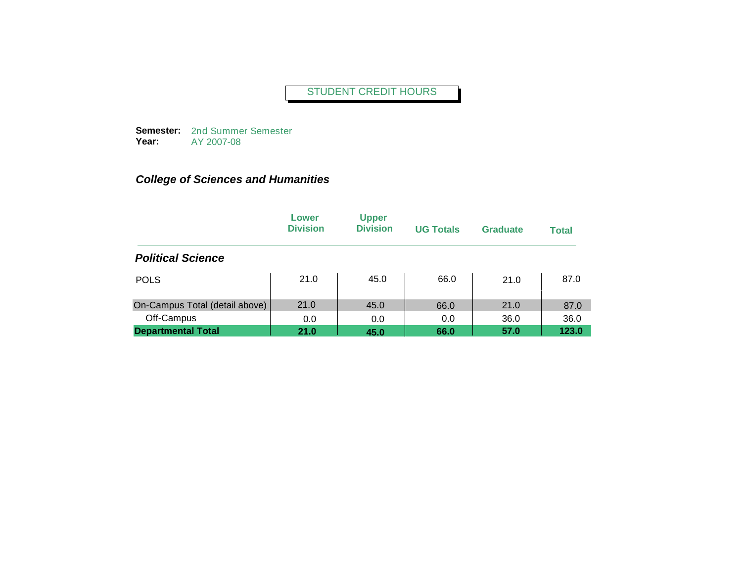# STUDENT CREDIT HOURS

**Semester:** 2nd Summer Semester
**Year:** AY 2007-08

### *College of Sciences and Humanities*

| | Lower Division | Upper Division | UG Totals | Graduate | Total |
|---|---|---|---|---|---|
| ***Political Science*** | | | | | |
| POLS | 21.0 | 45.0 | 66.0 | 21.0 | 87.0 |
| On-Campus Total (detail above) | 21.0 | 45.0 | 66.0 | 21.0 | 87.0 |
| Off-Campus | 0.0 | 0.0 | 0.0 | 36.0 | 36.0 |
| **Departmental Total** | **21.0** | **45.0** | **66.0** | **57.0** | **123.0** |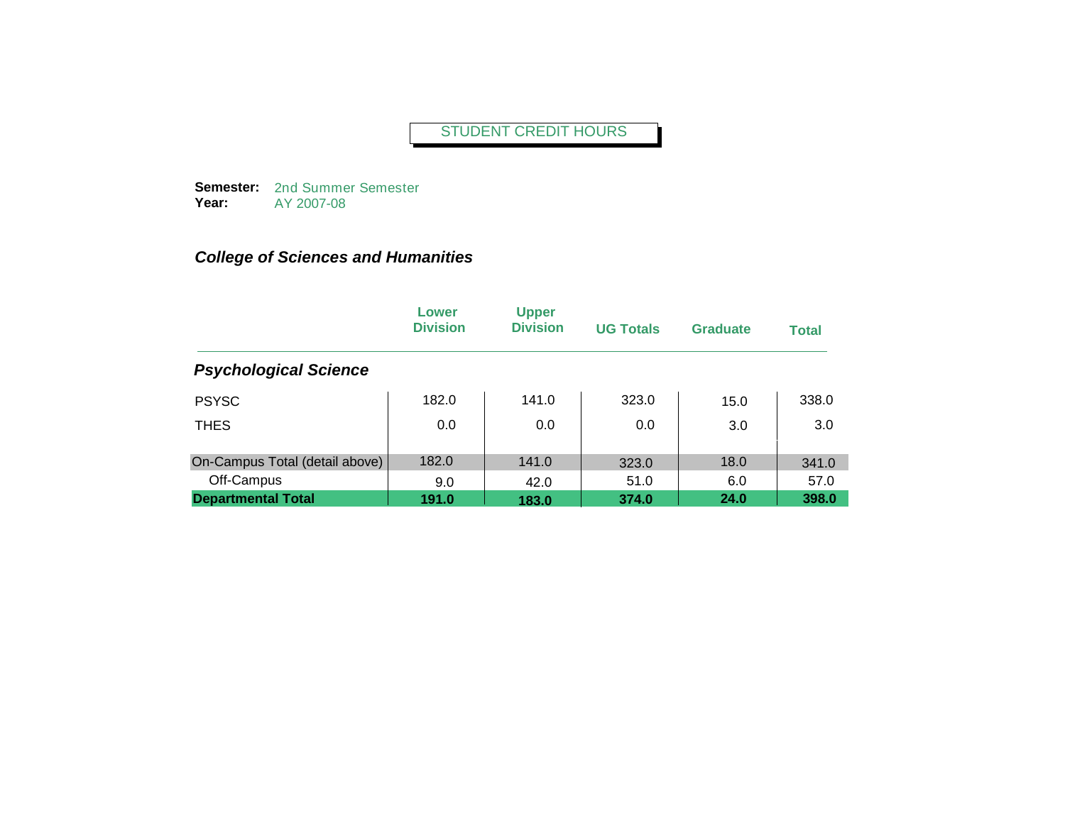STUDENT CREDIT HOURS

**Semester:** 2nd Summer Semester
**Year:** AY 2007-08

***College of Sciences and Humanities***

| | Lower Division | Upper Division | UG Totals | Graduate | Total |
|---|---|---|---|---|---|
| ***Psychological Science*** | | | | | |
| PSYSC | 182.0 | 141.0 | 323.0 | 15.0 | 338.0 |
| THES | 0.0 | 0.0 | 0.0 | 3.0 | 3.0 |
| On-Campus Total (detail above) | 182.0 | 141.0 | 323.0 | 18.0 | 341.0 |
| Off-Campus | 9.0 | 42.0 | 51.0 | 6.0 | 57.0 |
| **Departmental Total** | **191.0** | **183.0** | **374.0** | **24.0** | **398.0** |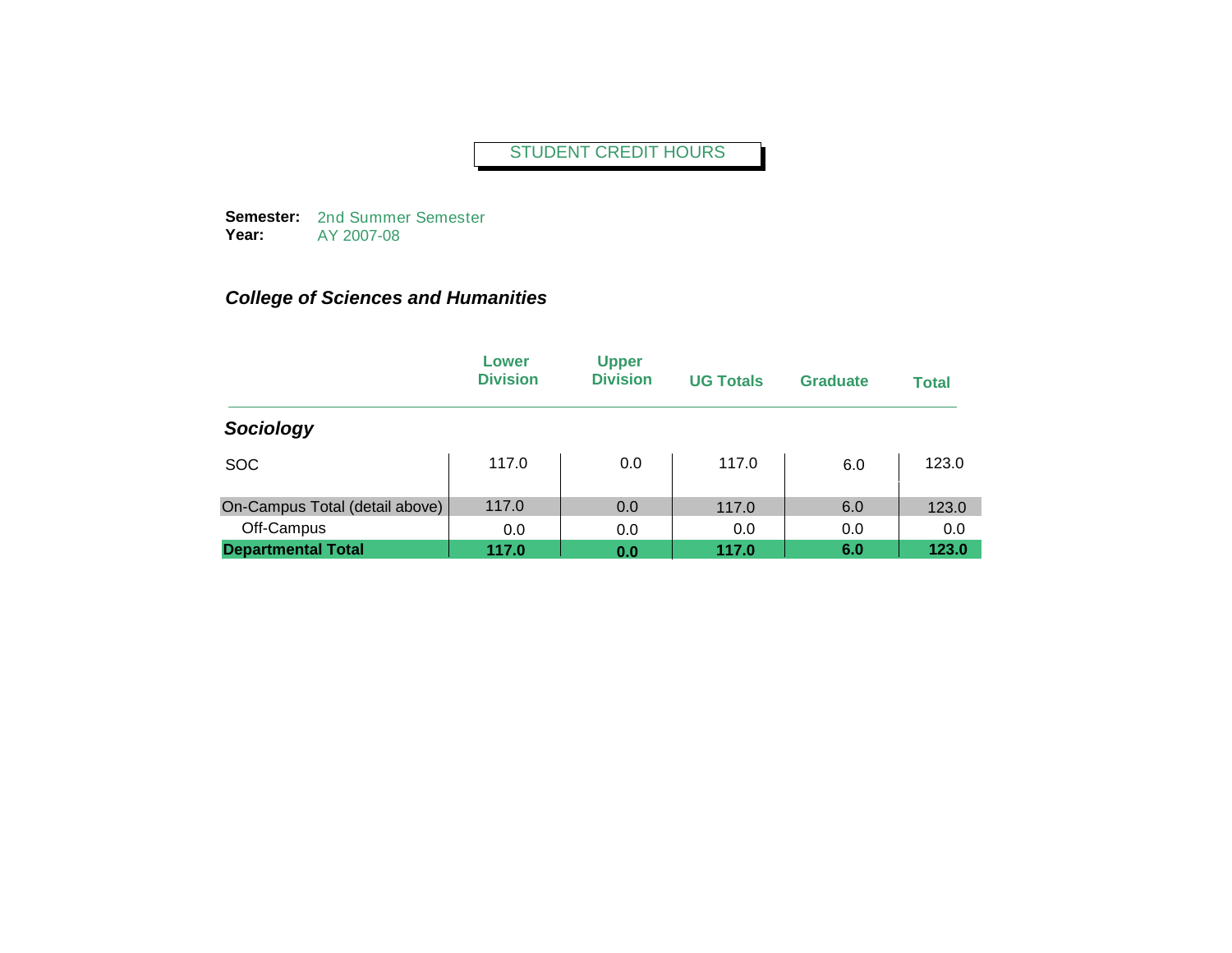STUDENT CREDIT HOURS

**Semester:** 2nd Summer Semester
**Year:** AY 2007-08

## *College of Sciences and Humanities*

| | Lower Division | Upper Division | UG Totals | Graduate | Total |
|---|---|---|---|---|---|
| ***Sociology*** | | | | | |
| SOC | 117.0 | 0.0 | 117.0 | 6.0 | 123.0 |
| On-Campus Total (detail above) | 117.0 | 0.0 | 117.0 | 6.0 | 123.0 |
| Off-Campus | 0.0 | 0.0 | 0.0 | 0.0 | 0.0 |
| **Departmental Total** | **117.0** | **0.0** | **117.0** | **6.0** | **123.0** |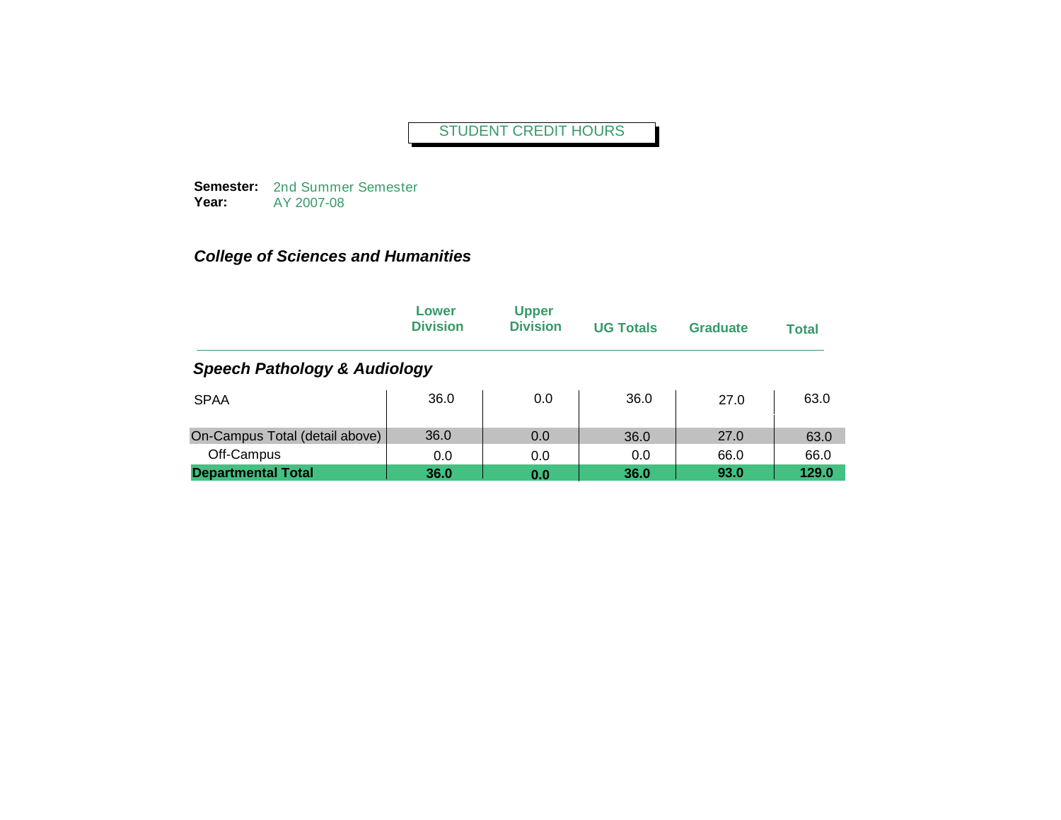STUDENT CREDIT HOURS

**Semester:** 2nd Summer Semester
**Year:** AY 2007-08

### *College of Sciences and Humanities*

| | Lower Division | Upper Division | UG Totals | Graduate | Total |
|---|---|---|---|---|---|
| ***Speech Pathology & Audiology*** | | | | | |
| SPAA | 36.0 | 0.0 | 36.0 | 27.0 | 63.0 |
| On-Campus Total (detail above) | 36.0 | 0.0 | 36.0 | 27.0 | 63.0 |
| Off-Campus | 0.0 | 0.0 | 0.0 | 66.0 | 66.0 |
| **Departmental Total** | **36.0** | **0.0** | **36.0** | **93.0** | **129.0** |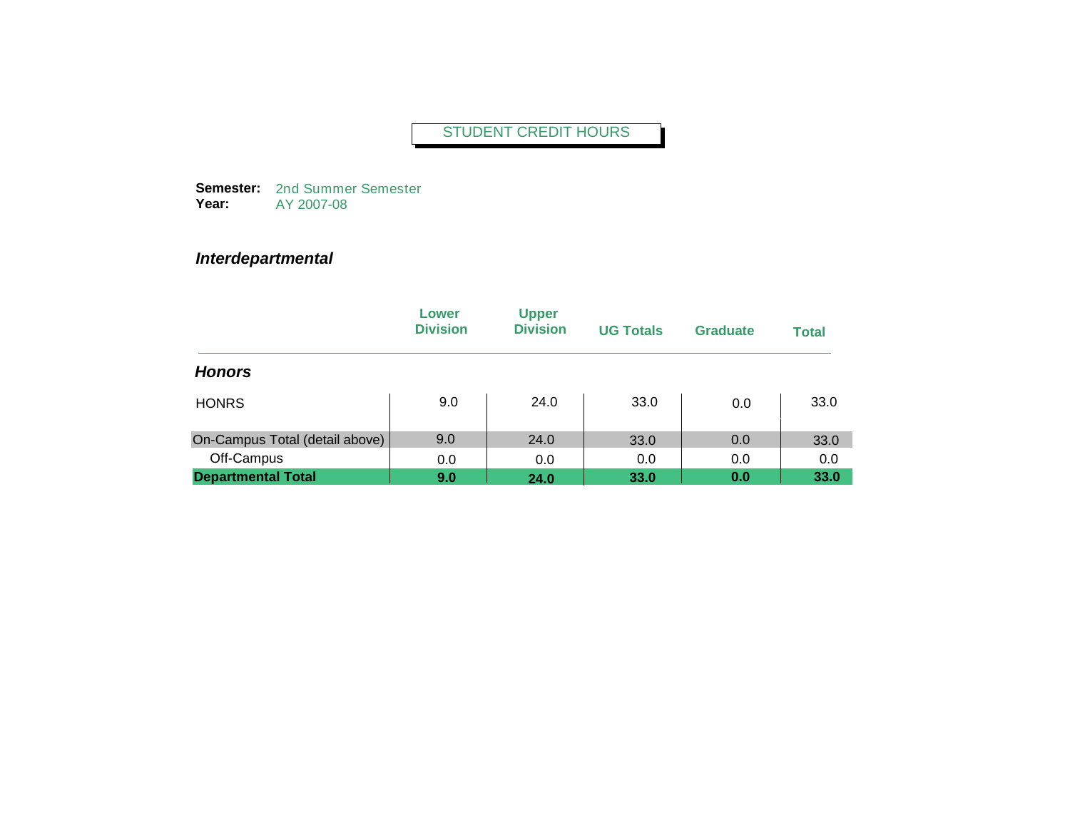# STUDENT CREDIT HOURS

**Semester:** 2nd Summer Semester
**Year:** AY 2007-08

## *Interdepartmental*

| | Lower Division | Upper Division | UG Totals | Graduate | Total |
|---|---|---|---|---|---|
| ***Honors*** | | | | | |
| HONRS | 9.0 | 24.0 | 33.0 | 0.0 | 33.0 |
| On-Campus Total (detail above) | 9.0 | 24.0 | 33.0 | 0.0 | 33.0 |
| Off-Campus | 0.0 | 0.0 | 0.0 | 0.0 | 0.0 |
| **Departmental Total** | **9.0** | **24.0** | **33.0** | **0.0** | **33.0** |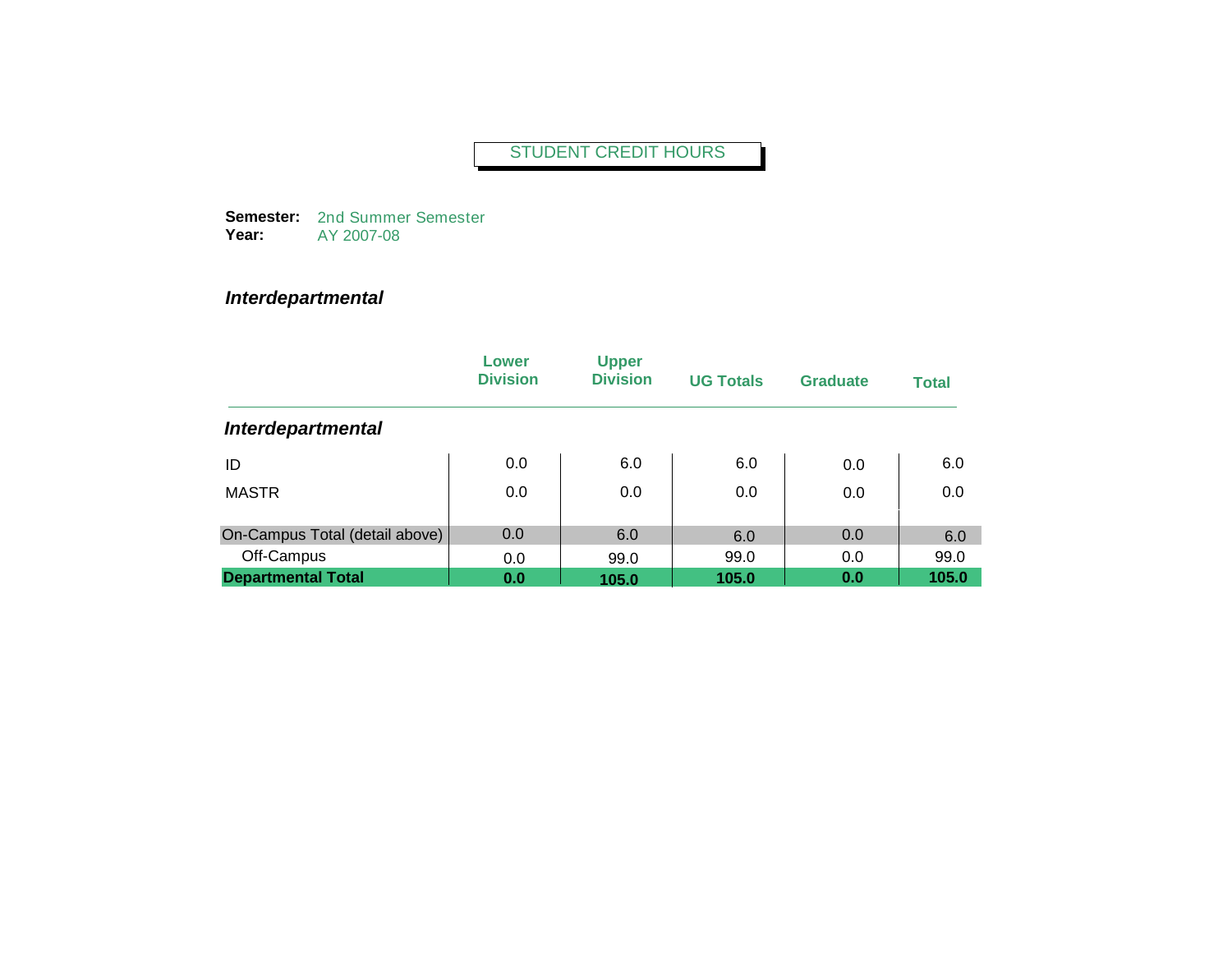# STUDENT CREDIT HOURS

**Semester:** 2nd Summer Semester
**Year:** AY 2007-08

## *Interdepartmental*

| | Lower Division | Upper Division | UG Totals | Graduate | Total |
|---|---|---|---|---|---|
| ***Interdepartmental*** | | | | | |
| ID | 0.0 | 6.0 | 6.0 | 0.0 | 6.0 |
| MASTR | 0.0 | 0.0 | 0.0 | 0.0 | 0.0 |
| On-Campus Total (detail above) | 0.0 | 6.0 | 6.0 | 0.0 | 6.0 |
| Off-Campus | 0.0 | 99.0 | 99.0 | 0.0 | 99.0 |
| **Departmental Total** | **0.0** | **105.0** | **105.0** | **0.0** | **105.0** |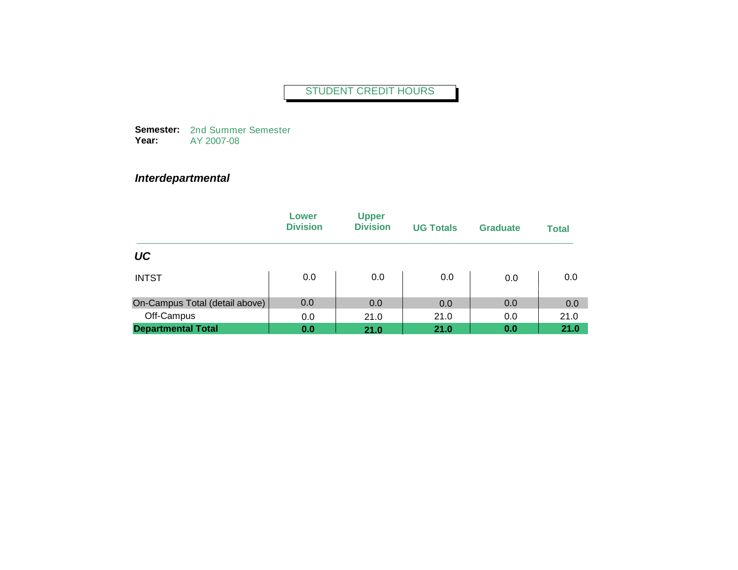# STUDENT CREDIT HOURS

**Semester:** 2nd Summer Semester
**Year:** AY 2007-08

## *Interdepartmental*

| | Lower Division | Upper Division | UG Totals | Graduate | Total |
|---|---|---|---|---|---|
| ***UC*** | | | | | |
| INTST | 0.0 | 0.0 | 0.0 | 0.0 | 0.0 |
| On-Campus Total (detail above) | 0.0 | 0.0 | 0.0 | 0.0 | 0.0 |
| Off-Campus | 0.0 | 21.0 | 21.0 | 0.0 | 21.0 |
| **Departmental Total** | **0.0** | **21.0** | **21.0** | **0.0** | **21.0** |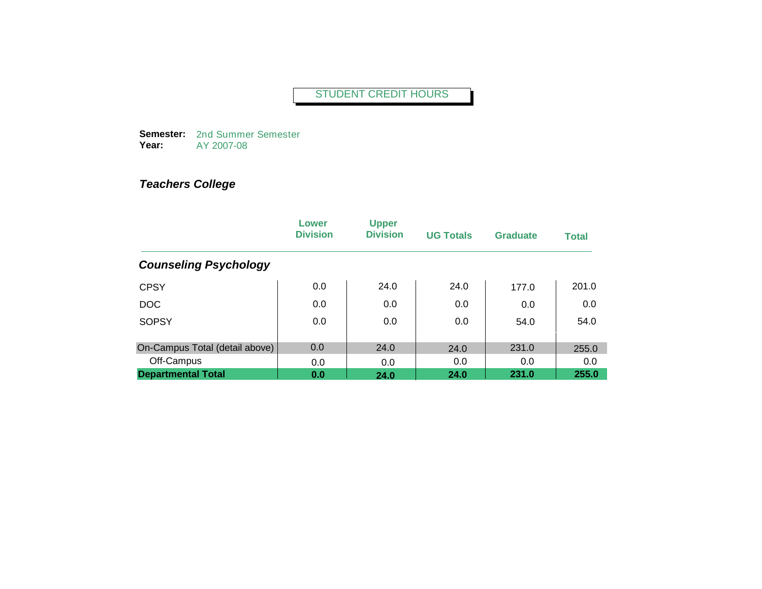STUDENT CREDIT HOURS

**Semester:** 2nd Summer Semester
**Year:** AY 2007-08

***Teachers College***

| | Lower Division | Upper Division | UG Totals | Graduate | Total |
|---|---|---|---|---|---|
| ***Counseling Psychology*** | | | | | |
| CPSY | 0.0 | 24.0 | 24.0 | 177.0 | 201.0 |
| DOC | 0.0 | 0.0 | 0.0 | 0.0 | 0.0 |
| SOPSY | 0.0 | 0.0 | 0.0 | 54.0 | 54.0 |
| On-Campus Total (detail above) | 0.0 | 24.0 | 24.0 | 231.0 | 255.0 |
| Off-Campus | 0.0 | 0.0 | 0.0 | 0.0 | 0.0 |
| **Departmental Total** | **0.0** | **24.0** | **24.0** | **231.0** | **255.0** |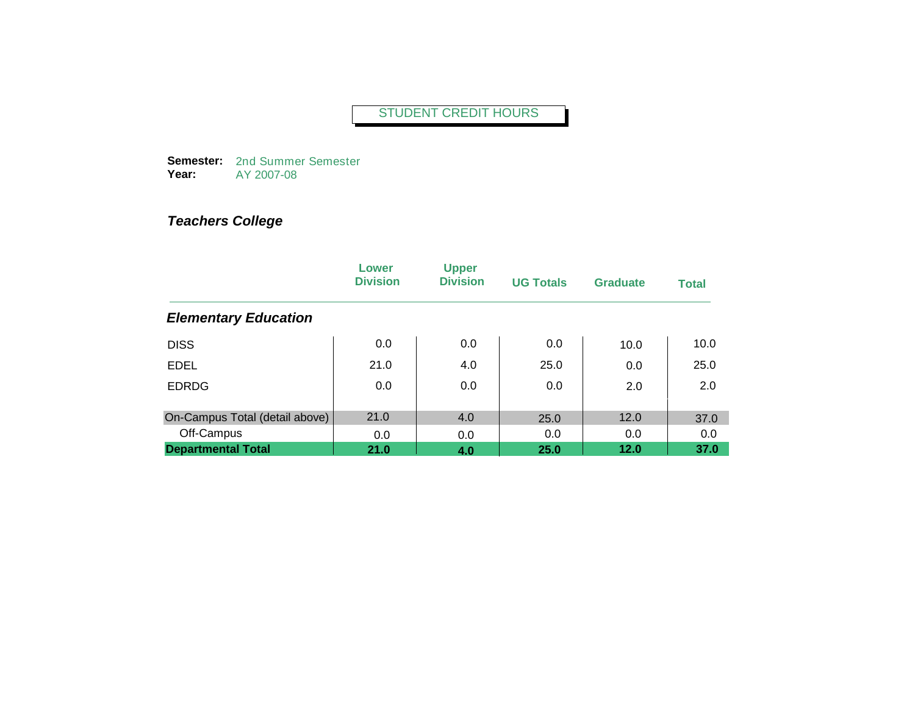STUDENT CREDIT HOURS

**Semester:** 2nd Summer Semester
**Year:** AY 2007-08

### *Teachers College*

| | Lower Division | Upper Division | UG Totals | Graduate | Total |
|---|---|---|---|---|---|
| ***Elementary Education*** | | | | | |
| DISS | 0.0 | 0.0 | 0.0 | 10.0 | 10.0 |
| EDEL | 21.0 | 4.0 | 25.0 | 0.0 | 25.0 |
| EDRDG | 0.0 | 0.0 | 0.0 | 2.0 | 2.0 |
| On-Campus Total (detail above) | 21.0 | 4.0 | 25.0 | 12.0 | 37.0 |
| Off-Campus | 0.0 | 0.0 | 0.0 | 0.0 | 0.0 |
| **Departmental Total** | **21.0** | **4.0** | **25.0** | **12.0** | **37.0** |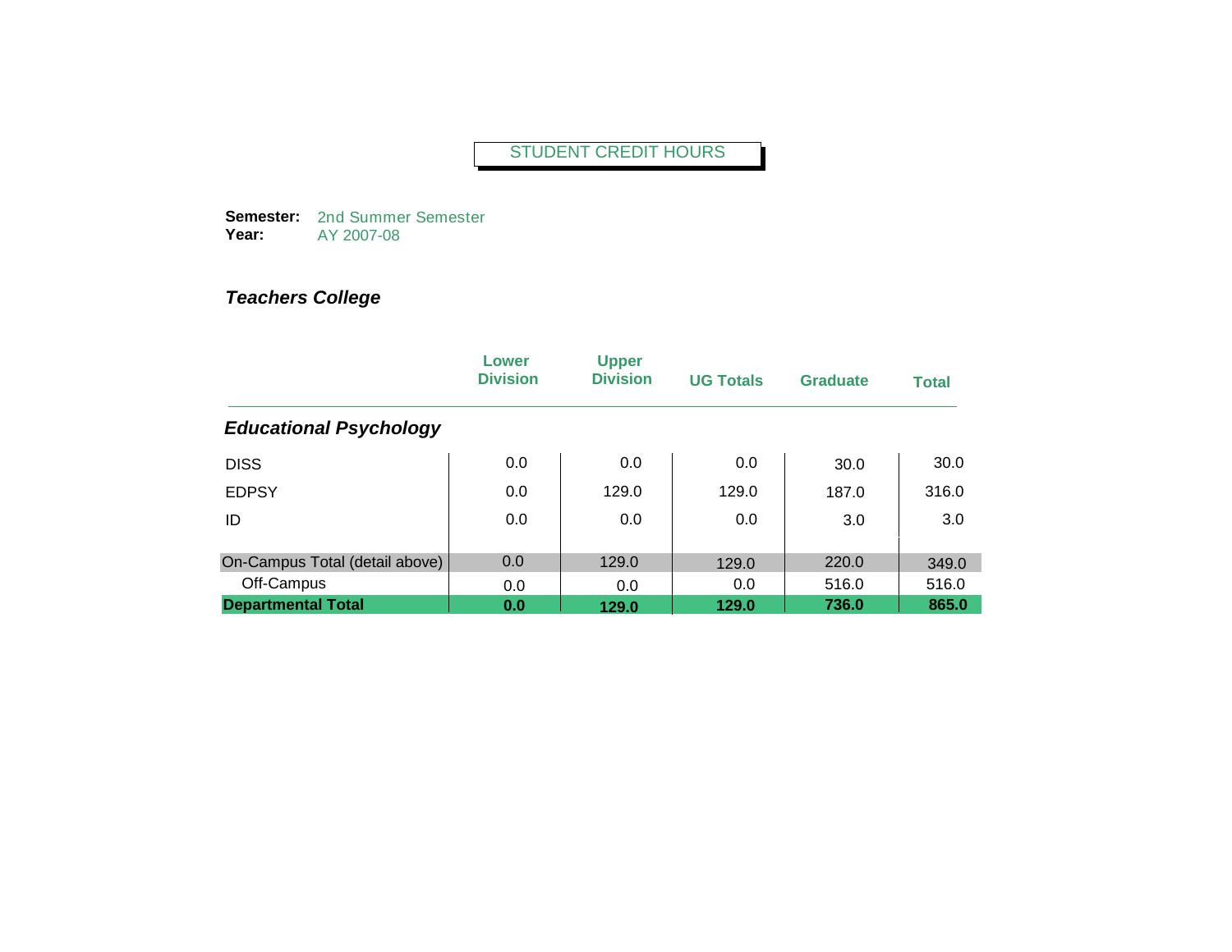# STUDENT CREDIT HOURS

**Semester:** 2nd Summer Semester
**Year:** AY 2007-08

## *Teachers College*

| | Lower Division | Upper Division | UG Totals | Graduate | Total |
|---|---|---|---|---|---|
| ***Educational Psychology*** | | | | | |
| DISS | 0.0 | 0.0 | 0.0 | 30.0 | 30.0 |
| EDPSY | 0.0 | 129.0 | 129.0 | 187.0 | 316.0 |
| ID | 0.0 | 0.0 | 0.0 | 3.0 | 3.0 |
| On-Campus Total (detail above) | 0.0 | 129.0 | 129.0 | 220.0 | 349.0 |
| Off-Campus | 0.0 | 0.0 | 0.0 | 516.0 | 516.0 |
| **Departmental Total** | **0.0** | **129.0** | **129.0** | **736.0** | **865.0** |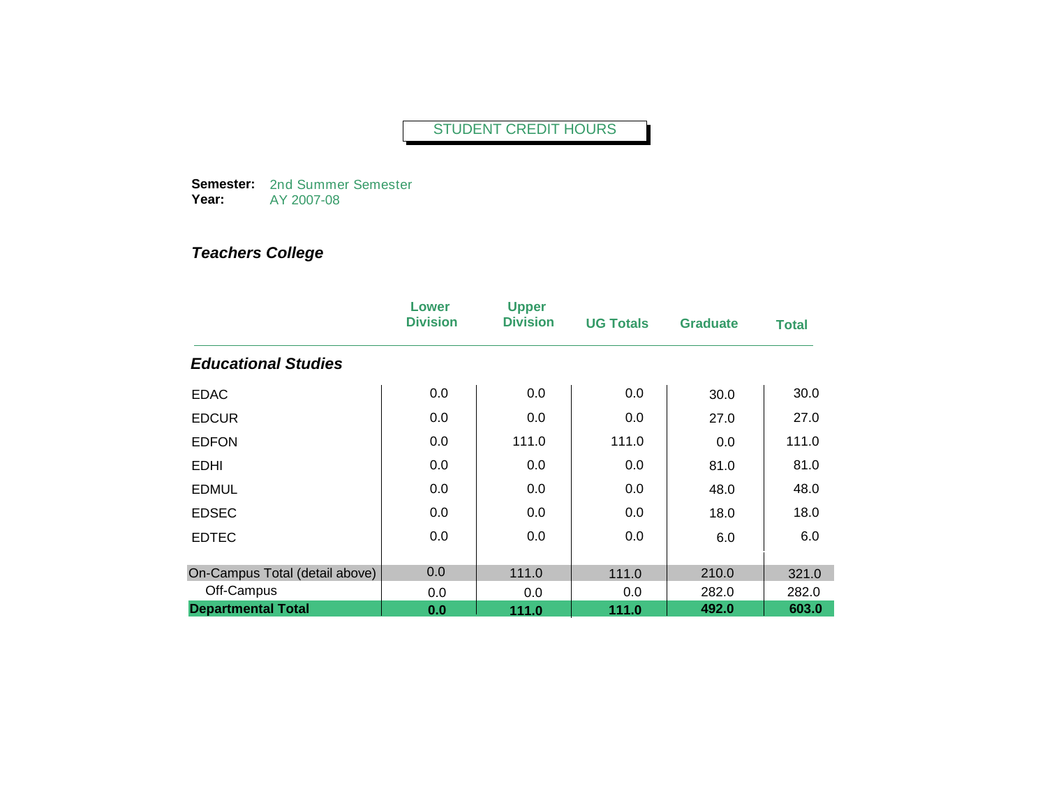STUDENT CREDIT HOURS

**Semester:** 2nd Summer Semester
**Year:** AY 2007-08

### *Teachers College*

| | Lower Division | Upper Division | UG Totals | Graduate | Total |
|---|---|---|---|---|---|
| ***Educational Studies*** | | | | | |
| EDAC | 0.0 | 0.0 | 0.0 | 30.0 | 30.0 |
| EDCUR | 0.0 | 0.0 | 0.0 | 27.0 | 27.0 |
| EDFON | 0.0 | 111.0 | 111.0 | 0.0 | 111.0 |
| EDHI | 0.0 | 0.0 | 0.0 | 81.0 | 81.0 |
| EDMUL | 0.0 | 0.0 | 0.0 | 48.0 | 48.0 |
| EDSEC | 0.0 | 0.0 | 0.0 | 18.0 | 18.0 |
| EDTEC | 0.0 | 0.0 | 0.0 | 6.0 | 6.0 |
| On-Campus Total (detail above) | 0.0 | 111.0 | 111.0 | 210.0 | 321.0 |
| Off-Campus | 0.0 | 0.0 | 0.0 | 282.0 | 282.0 |
| **Departmental Total** | **0.0** | **111.0** | **111.0** | **492.0** | **603.0** |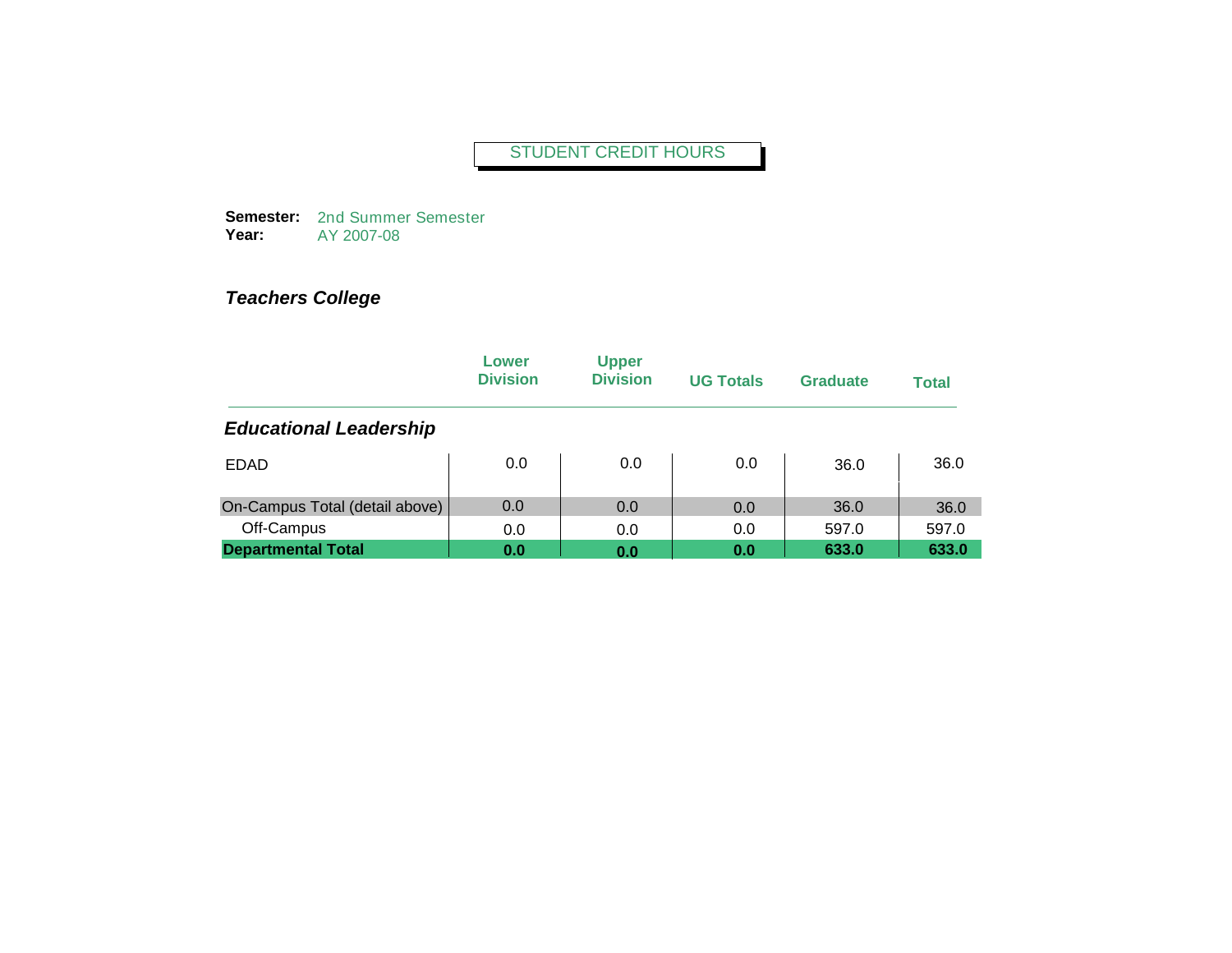STUDENT CREDIT HOURS

**Semester:** 2nd Summer Semester
**Year:** AY 2007-08

### *Teachers College*

| | Lower Division | Upper Division | UG Totals | Graduate | Total |
|---|---|---|---|---|---|
| ***Educational Leadership*** | | | | | |
| EDAD | 0.0 | 0.0 | 0.0 | 36.0 | 36.0 |
| On-Campus Total (detail above) | 0.0 | 0.0 | 0.0 | 36.0 | 36.0 |
| Off-Campus | 0.0 | 0.0 | 0.0 | 597.0 | 597.0 |
| **Departmental Total** | **0.0** | **0.0** | **0.0** | **633.0** | **633.0** |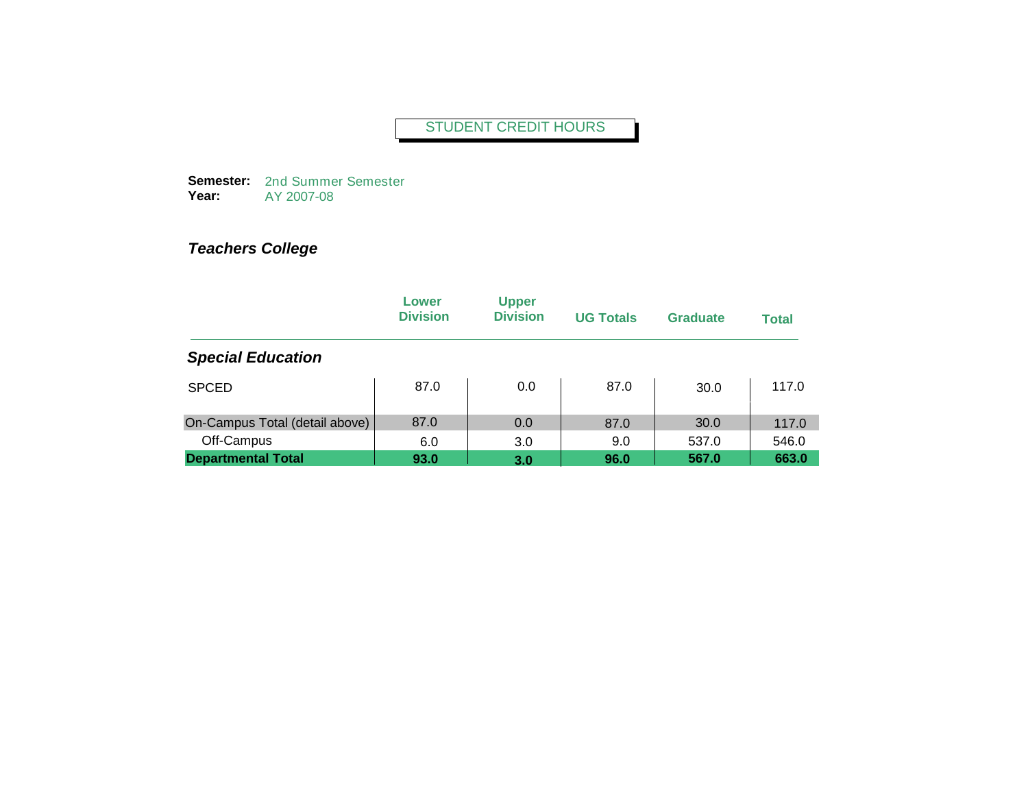STUDENT CREDIT HOURS

**Semester:** 2nd Summer Semester
**Year:** AY 2007-08

### *Teachers College*

| | Lower Division | Upper Division | UG Totals | Graduate | Total |
|---|---|---|---|---|---|
| ***Special Education*** | | | | | |
| SPCED | 87.0 | 0.0 | 87.0 | 30.0 | 117.0 |
| On-Campus Total (detail above) | 87.0 | 0.0 | 87.0 | 30.0 | 117.0 |
| Off-Campus | 6.0 | 3.0 | 9.0 | 537.0 | 546.0 |
| **Departmental Total** | **93.0** | **3.0** | **96.0** | **567.0** | **663.0** |